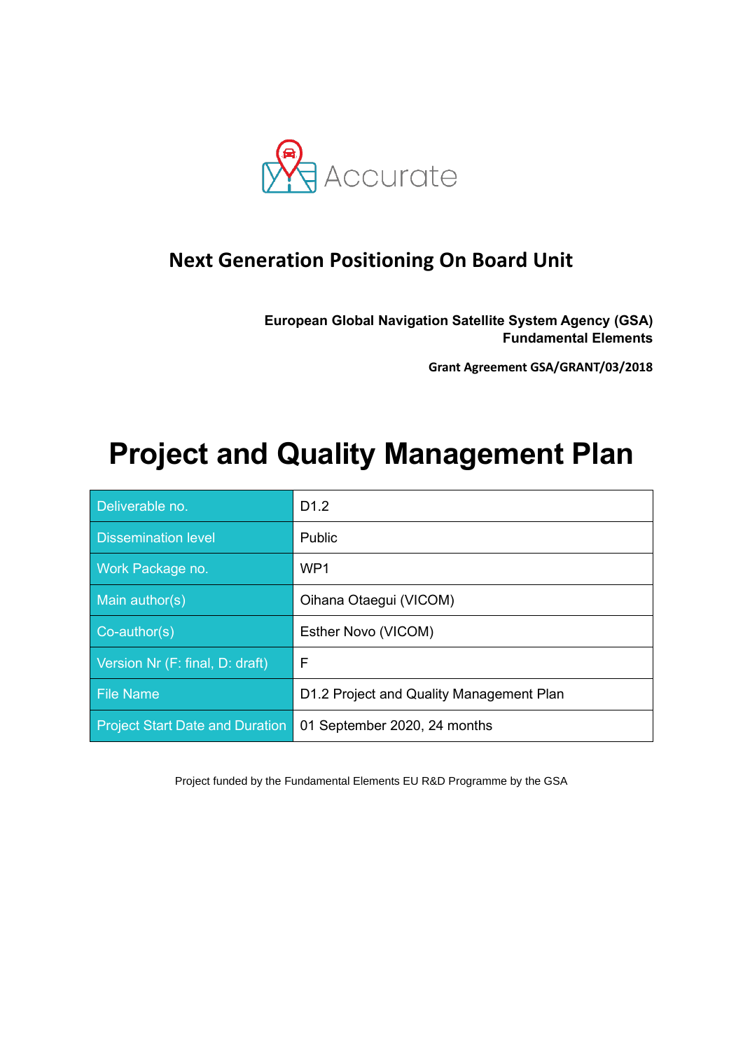Accurate

## Next Generation Positioning On Board Unit

**European Global Navigation Satellite System Agency (GSA)**
**Fundamental Elements**

**Grant Agreement GSA/GRANT/03/2018**

# Project and Quality Management Plan

| | |
|---|---|
| Deliverable no. | D1.2 |
| Dissemination level | Public |
| Work Package no. | WP1 |
| Main author(s) | Oihana Otaegui (VICOM) |
| Co-author(s) | Esther Novo (VICOM) |
| Version Nr (F: final, D: draft) | F |
| File Name | D1.2 Project and Quality Management Plan |
| Project Start Date and Duration | 01 September 2020, 24 months |

Project funded by the Fundamental Elements EU R&D Programme by the GSA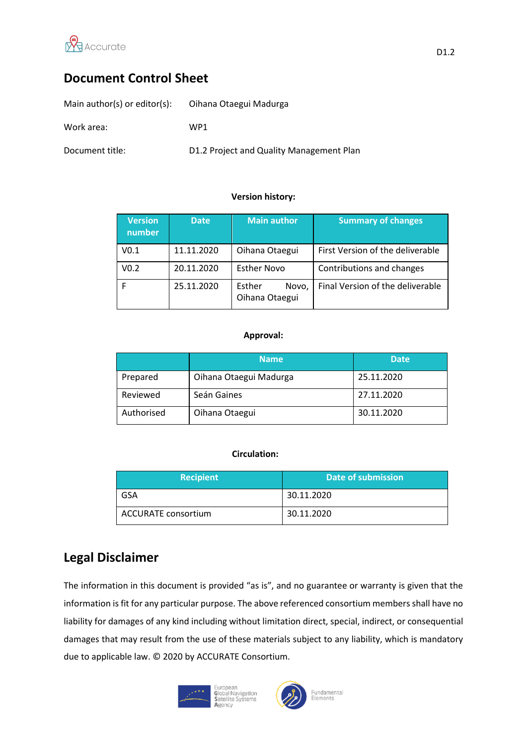# Document Control Sheet

Main author(s) or editor(s): Oihana Otaegui Madurga

Work area: WP1

Document title: D1.2 Project and Quality Management Plan

**Version history:**

| Version number | Date | Main author | Summary of changes |
|---|---|---|---|
| V0.1 | 11.11.2020 | Oihana Otaegui | First Version of the deliverable |
| V0.2 | 20.11.2020 | Esther Novo | Contributions and changes |
| F | 25.11.2020 | Esther Novo, Oihana Otaegui | Final Version of the deliverable |

**Approval:**

| | Name | Date |
|---|---|---|
| Prepared | Oihana Otaegui Madurga | 25.11.2020 |
| Reviewed | Seán Gaines | 27.11.2020 |
| Authorised | Oihana Otaegui | 30.11.2020 |

**Circulation:**

| Recipient | Date of submission |
|---|---|
| GSA | 30.11.2020 |
| ACCURATE consortium | 30.11.2020 |

# Legal Disclaimer

The information in this document is provided "as is", and no guarantee or warranty is given that the information is fit for any particular purpose. The above referenced consortium members shall have no liability for damages of any kind including without limitation direct, special, indirect, or consequential damages that may result from the use of these materials subject to any liability, which is mandatory due to applicable law. © 2020 by ACCURATE Consortium.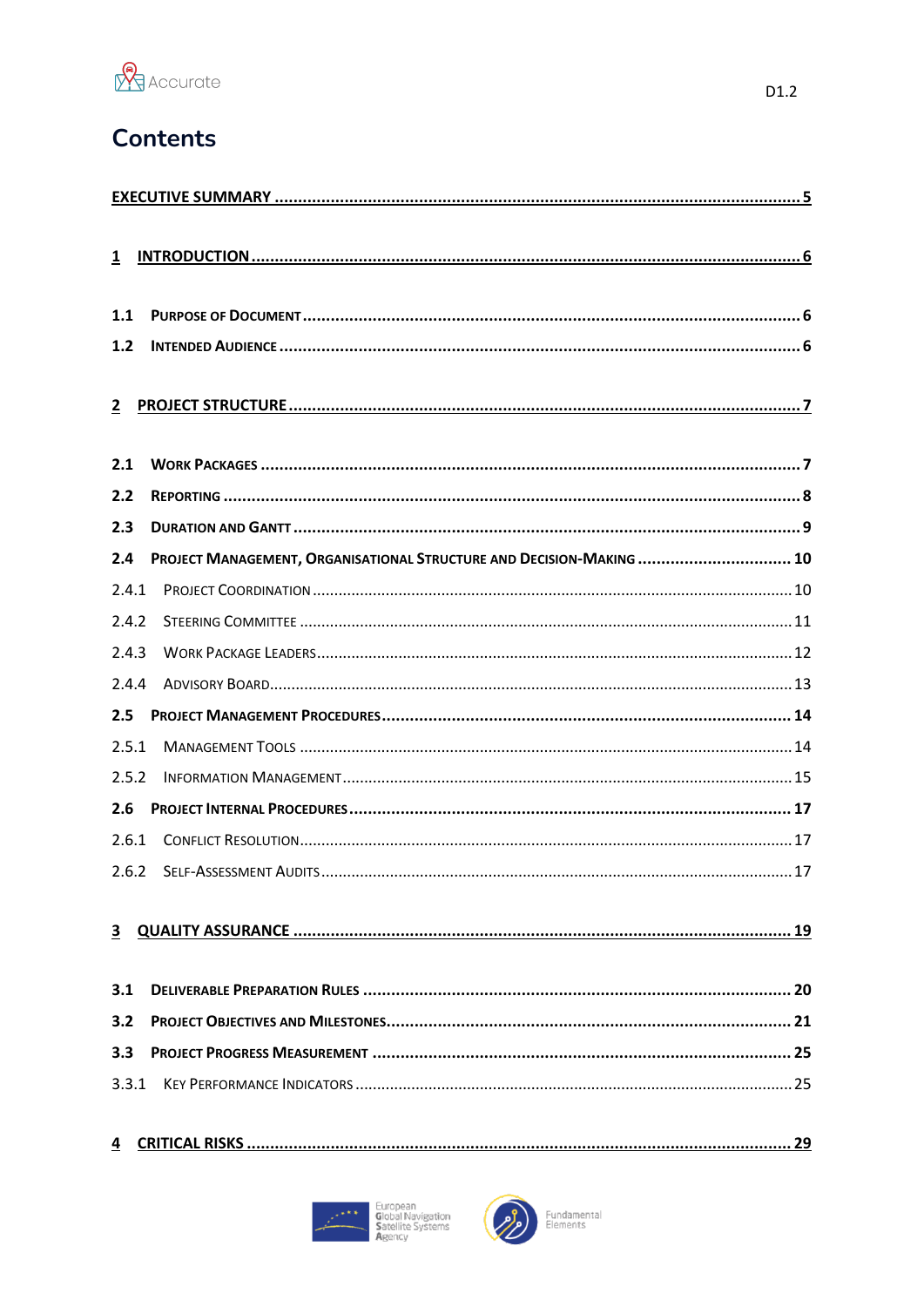# Contents

EXECUTIVE SUMMARY .......... 5

1 INTRODUCTION .......... 6

1.1 PURPOSE OF DOCUMENT .......... 6

1.2 INTENDED AUDIENCE .......... 6

2 PROJECT STRUCTURE .......... 7

2.1 WORK PACKAGES .......... 7

2.2 REPORTING .......... 8

2.3 DURATION AND GANTT .......... 9

2.4 PROJECT MANAGEMENT, ORGANISATIONAL STRUCTURE AND DECISION-MAKING .......... 10

2.4.1 PROJECT COORDINATION .......... 10

2.4.2 STEERING COMMITTEE .......... 11

2.4.3 WORK PACKAGE LEADERS .......... 12

2.4.4 ADVISORY BOARD .......... 13

2.5 PROJECT MANAGEMENT PROCEDURES .......... 14

2.5.1 MANAGEMENT TOOLS .......... 14

2.5.2 INFORMATION MANAGEMENT .......... 15

2.6 PROJECT INTERNAL PROCEDURES .......... 17

2.6.1 CONFLICT RESOLUTION .......... 17

2.6.2 SELF-ASSESSMENT AUDITS .......... 17

3 QUALITY ASSURANCE .......... 19

3.1 DELIVERABLE PREPARATION RULES .......... 20

3.2 PROJECT OBJECTIVES AND MILESTONES .......... 21

3.3 PROJECT PROGRESS MEASUREMENT .......... 25

3.3.1 KEY PERFORMANCE INDICATORS .......... 25

4 CRITICAL RISKS .......... 29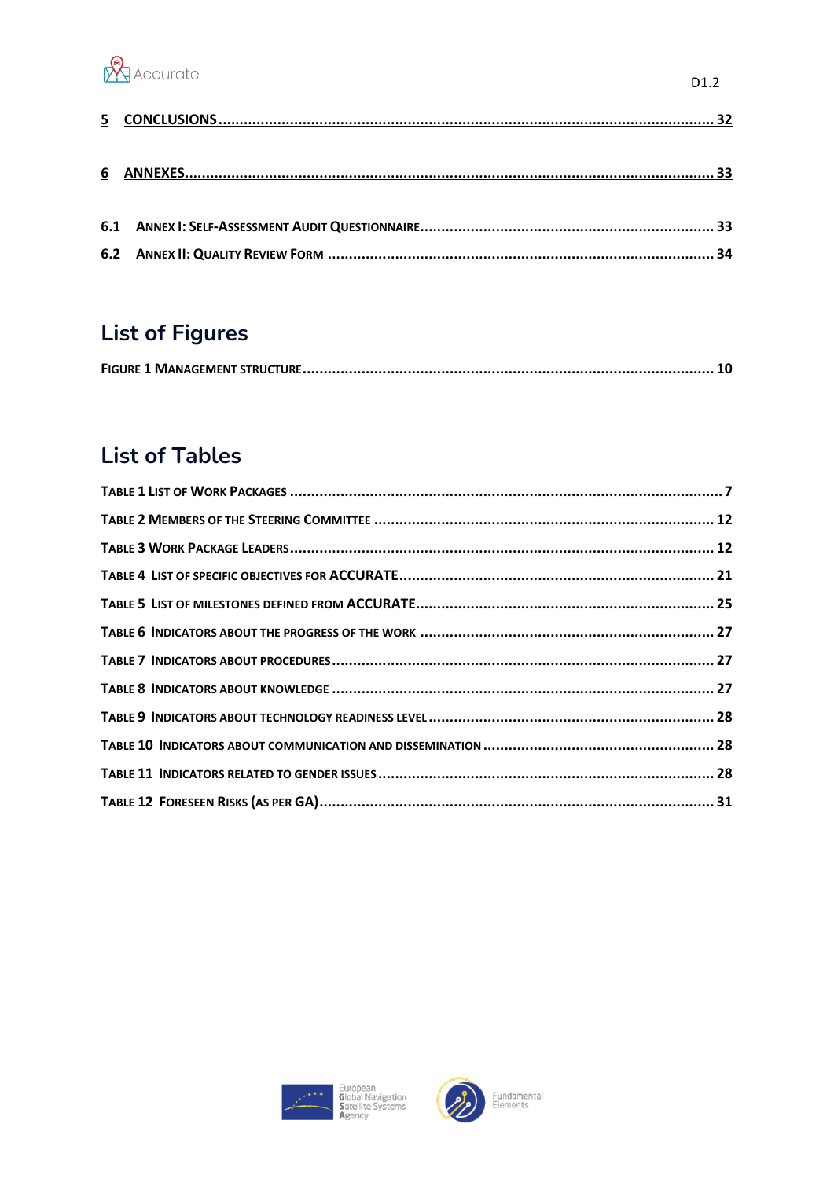5 CONCLUSIONS ........................................................................................................................ 32

6 ANNEXES ............................................................................................................................... 33

6.1 ANNEX I: SELF-ASSESSMENT AUDIT QUESTIONNAIRE ........................................................................ 33

6.2 ANNEX II: QUALITY REVIEW FORM ......................................................................................... 34

## List of Figures

FIGURE 1 MANAGEMENT STRUCTURE ........................................................................................... 10

## List of Tables

TABLE 1 LIST OF WORK PACKAGES ............................................................................................ 7

TABLE 2 MEMBERS OF THE STEERING COMMITTEE ............................................................................ 12

TABLE 3 WORK PACKAGE LEADERS ............................................................................................. 12

TABLE 4 LIST OF SPECIFIC OBJECTIVES FOR ACCURATE ........................................................................ 21

TABLE 5 LIST OF MILESTONES DEFINED FROM ACCURATE ...................................................................... 25

TABLE 6 INDICATORS ABOUT THE PROGRESS OF THE WORK ..................................................................... 27

TABLE 7 INDICATORS ABOUT PROCEDURES ...................................................................................... 27

TABLE 8 INDICATORS ABOUT KNOWLEDGE ...................................................................................... 27

TABLE 9 INDICATORS ABOUT TECHNOLOGY READINESS LEVEL ................................................................... 28

TABLE 10 INDICATORS ABOUT COMMUNICATION AND DISSEMINATION ......................................................... 28

TABLE 11 INDICATORS RELATED TO GENDER ISSUES ............................................................................ 28

TABLE 12 FORESEEN RISKS (AS PER GA) ........................................................................................ 31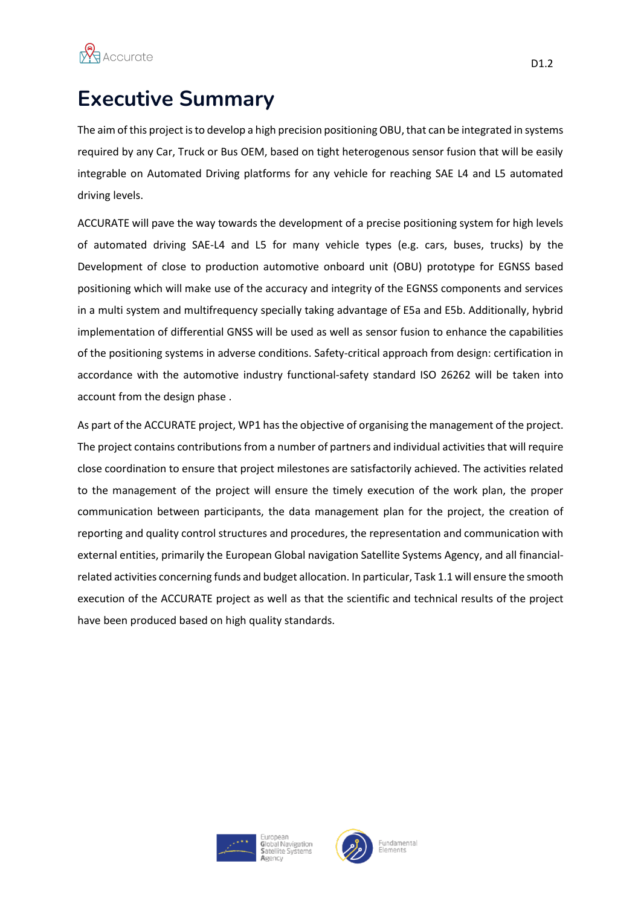# Executive Summary

The aim of this project is to develop a high precision positioning OBU, that can be integrated in systems required by any Car, Truck or Bus OEM, based on tight heterogenous sensor fusion that will be easily integrable on Automated Driving platforms for any vehicle for reaching SAE L4 and L5 automated driving levels.

ACCURATE will pave the way towards the development of a precise positioning system for high levels of automated driving SAE-L4 and L5 for many vehicle types (e.g. cars, buses, trucks) by the Development of close to production automotive onboard unit (OBU) prototype for EGNSS based positioning which will make use of the accuracy and integrity of the EGNSS components and services in a multi system and multifrequency specially taking advantage of E5a and E5b. Additionally, hybrid implementation of differential GNSS will be used as well as sensor fusion to enhance the capabilities of the positioning systems in adverse conditions. Safety-critical approach from design: certification in accordance with the automotive industry functional-safety standard ISO 26262 will be taken into account from the design phase .

As part of the ACCURATE project, WP1 has the objective of organising the management of the project. The project contains contributions from a number of partners and individual activities that will require close coordination to ensure that project milestones are satisfactorily achieved. The activities related to the management of the project will ensure the timely execution of the work plan, the proper communication between participants, the data management plan for the project, the creation of reporting and quality control structures and procedures, the representation and communication with external entities, primarily the European Global navigation Satellite Systems Agency, and all financial-related activities concerning funds and budget allocation. In particular, Task 1.1 will ensure the smooth execution of the ACCURATE project as well as that the scientific and technical results of the project have been produced based on high quality standards.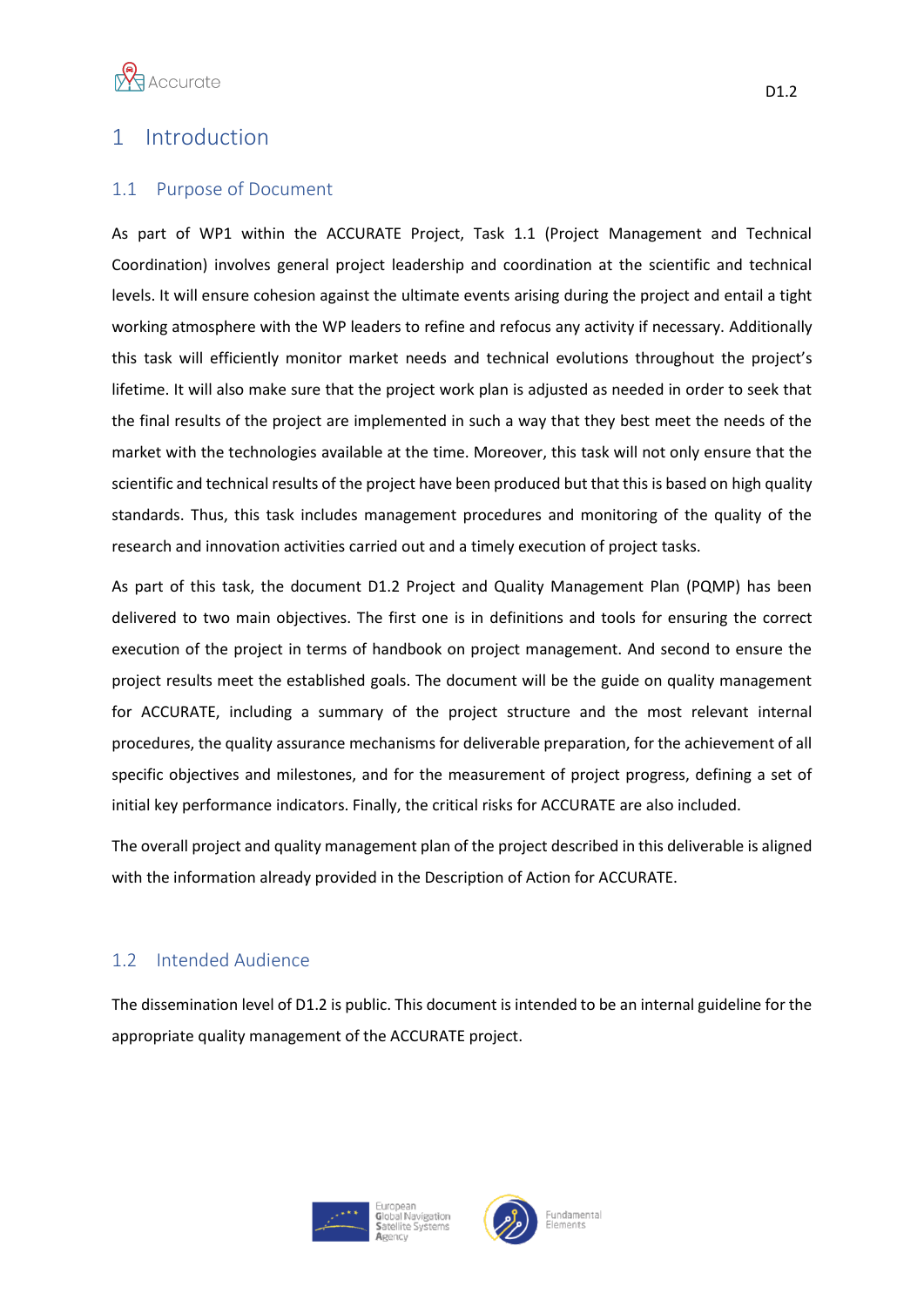# 1 Introduction

## 1.1 Purpose of Document

As part of WP1 within the ACCURATE Project, Task 1.1 (Project Management and Technical Coordination) involves general project leadership and coordination at the scientific and technical levels. It will ensure cohesion against the ultimate events arising during the project and entail a tight working atmosphere with the WP leaders to refine and refocus any activity if necessary. Additionally this task will efficiently monitor market needs and technical evolutions throughout the project's lifetime. It will also make sure that the project work plan is adjusted as needed in order to seek that the final results of the project are implemented in such a way that they best meet the needs of the market with the technologies available at the time. Moreover, this task will not only ensure that the scientific and technical results of the project have been produced but that this is based on high quality standards. Thus, this task includes management procedures and monitoring of the quality of the research and innovation activities carried out and a timely execution of project tasks.

As part of this task, the document D1.2 Project and Quality Management Plan (PQMP) has been delivered to two main objectives. The first one is in definitions and tools for ensuring the correct execution of the project in terms of handbook on project management. And second to ensure the project results meet the established goals. The document will be the guide on quality management for ACCURATE, including a summary of the project structure and the most relevant internal procedures, the quality assurance mechanisms for deliverable preparation, for the achievement of all specific objectives and milestones, and for the measurement of project progress, defining a set of initial key performance indicators. Finally, the critical risks for ACCURATE are also included.

The overall project and quality management plan of the project described in this deliverable is aligned with the information already provided in the Description of Action for ACCURATE.

## 1.2 Intended Audience

The dissemination level of D1.2 is public. This document is intended to be an internal guideline for the appropriate quality management of the ACCURATE project.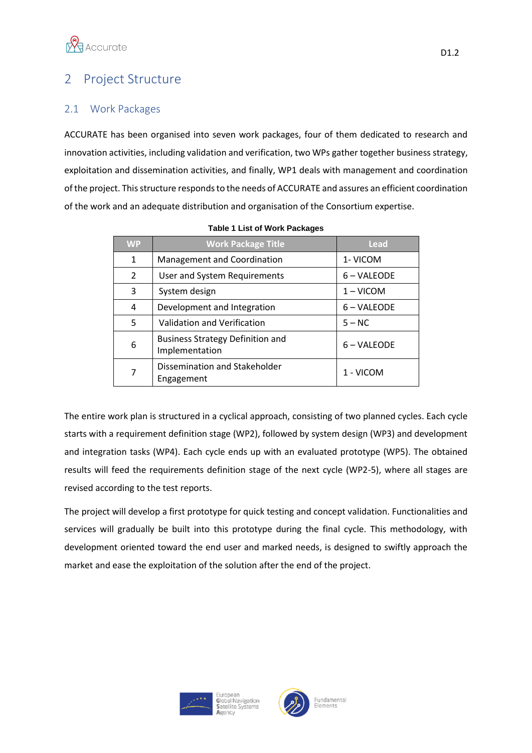# 2 Project Structure

## 2.1 Work Packages

ACCURATE has been organised into seven work packages, four of them dedicated to research and innovation activities, including validation and verification, two WPs gather together business strategy, exploitation and dissemination activities, and finally, WP1 deals with management and coordination of the project. This structure responds to the needs of ACCURATE and assures an efficient coordination of the work and an adequate distribution and organisation of the Consortium expertise.

**Table 1 List of Work Packages**

| WP | Work Package Title | Lead |
|---|---|---|
| 1 | Management and Coordination | 1- VICOM |
| 2 | User and System Requirements | 6 – VALEODE |
| 3 | System design | 1 – VICOM |
| 4 | Development and Integration | 6 – VALEODE |
| 5 | Validation and Verification | 5 – NC |
| 6 | Business Strategy Definition and Implementation | 6 – VALEODE |
| 7 | Dissemination and Stakeholder Engagement | 1 - VICOM |

The entire work plan is structured in a cyclical approach, consisting of two planned cycles. Each cycle starts with a requirement definition stage (WP2), followed by system design (WP3) and development and integration tasks (WP4). Each cycle ends up with an evaluated prototype (WP5). The obtained results will feed the requirements definition stage of the next cycle (WP2-5), where all stages are revised according to the test reports.

The project will develop a first prototype for quick testing and concept validation. Functionalities and services will gradually be built into this prototype during the final cycle. This methodology, with development oriented toward the end user and marked needs, is designed to swiftly approach the market and ease the exploitation of the solution after the end of the project.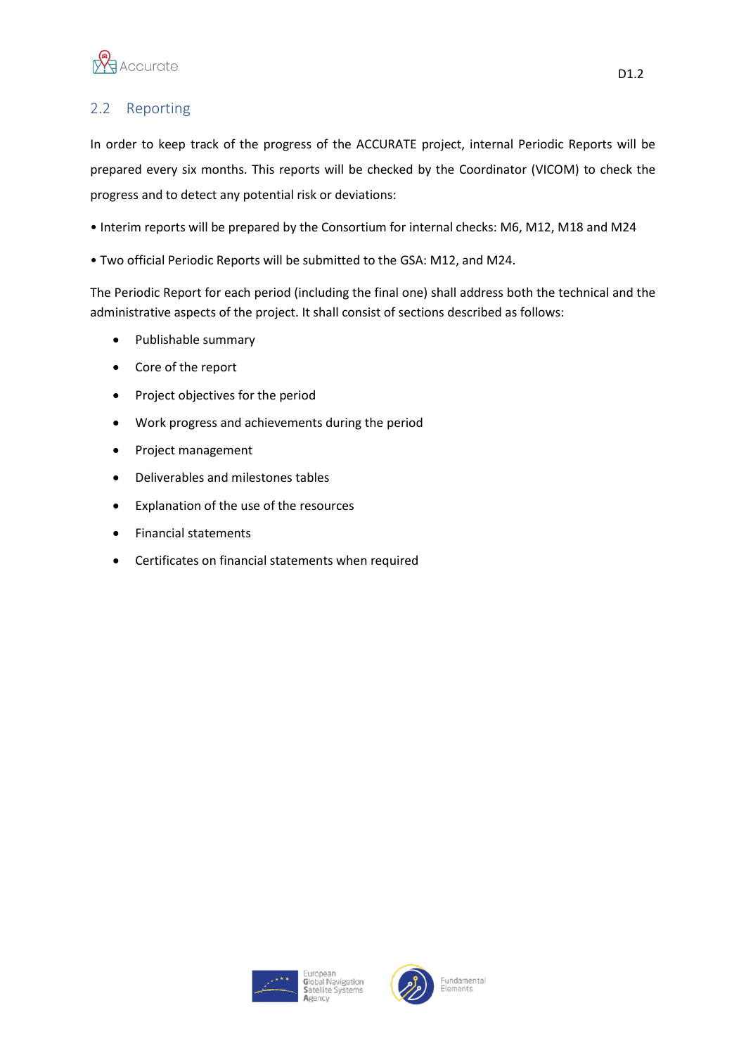## 2.2 Reporting

In order to keep track of the progress of the ACCURATE project, internal Periodic Reports will be prepared every six months. This reports will be checked by the Coordinator (VICOM) to check the progress and to detect any potential risk or deviations:

• Interim reports will be prepared by the Consortium for internal checks: M6, M12, M18 and M24

• Two official Periodic Reports will be submitted to the GSA: M12, and M24.

The Periodic Report for each period (including the final one) shall address both the technical and the administrative aspects of the project. It shall consist of sections described as follows:

- Publishable summary
- Core of the report
- Project objectives for the period
- Work progress and achievements during the period
- Project management
- Deliverables and milestones tables
- Explanation of the use of the resources
- Financial statements
- Certificates on financial statements when required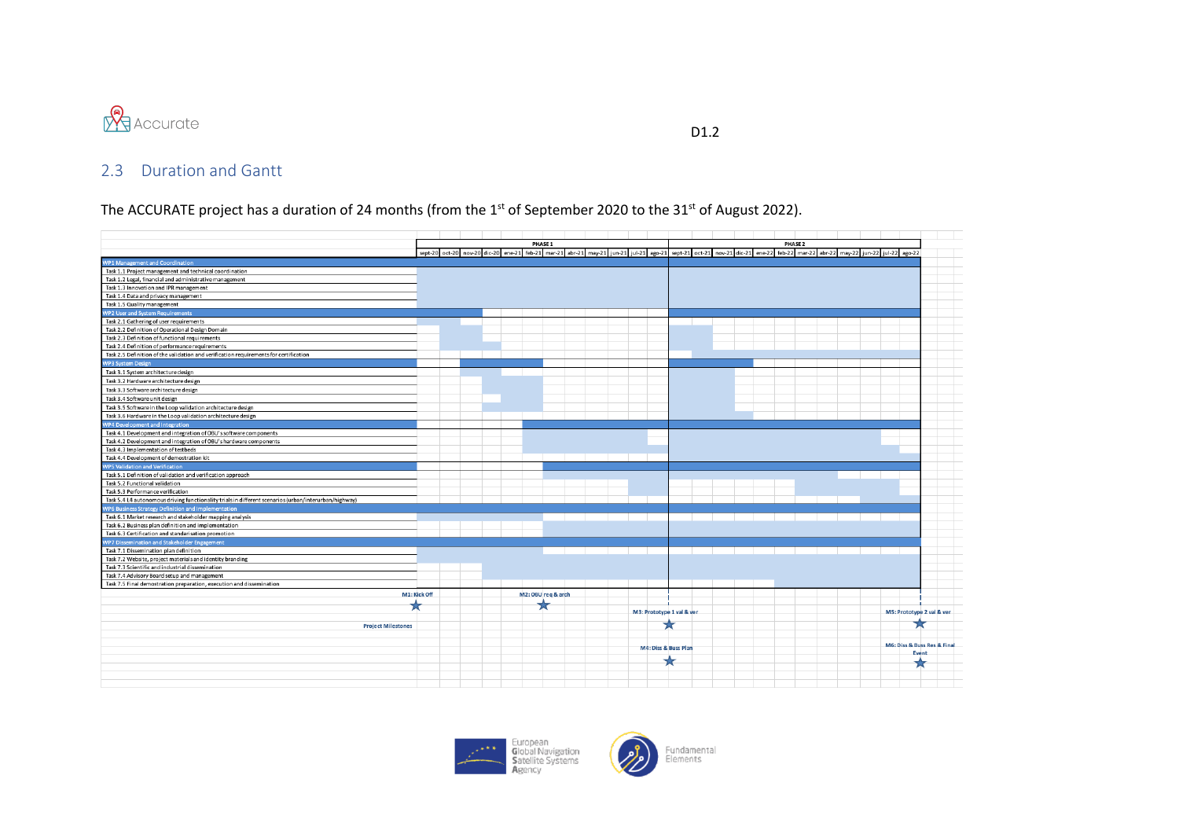## 2.3 Duration and Gantt

The ACCURATE project has a duration of 24 months (from the 1st of September 2020 to the 31st of August 2022).

| | PHASE 1 | | | | | | | | | | | | PHASE 2 | | | | | | | | | | | |
|---|---|---|---|---|---|---|---|---|---|---|---|---|---|---|---|---|---|---|---|---|---|---|---|---|
| | sept-20 | oct-20 | nov-20 | dic-20 | ene-21 | feb-21 | mar-21 | abr-21 | may-21 | jun-21 | jul-21 | ago-21 | sept-21 | oct-21 | nov-21 | dic-21 | ene-22 | feb-22 | mar-22 | abr-22 | may-22 | jun-22 | jul-22 | ago-22 |
| **WP1 Management and Coordination** | | | | | | | | | | | | | | | | | | | | | | | | |
| Task 1.1 Project management and technical coordination | | | | | | | | | | | | | | | | | | | | | | | | |
| Task 1.2 Legal, financial and administrative management | | | | | | | | | | | | | | | | | | | | | | | | |
| Task 1.3 Innovation and IPR management | | | | | | | | | | | | | | | | | | | | | | | | |
| Task 1.4 Data and privacy management | | | | | | | | | | | | | | | | | | | | | | | | |
| Task 1.5 Quality management | | | | | | | | | | | | | | | | | | | | | | | | |
| **WP2 User and System Requirements** | | | | | | | | | | | | | | | | | | | | | | | | |
| Task 2.1 Gathering of user requirements | | | | | | | | | | | | | | | | | | | | | | | | |
| Task 2.2 Definition of Operational Design Domain | | | | | | | | | | | | | | | | | | | | | | | | |
| Task 2.3 Definition of functional requirements | | | | | | | | | | | | | | | | | | | | | | | | |
| Task 2.4 Definition of performance requirements | | | | | | | | | | | | | | | | | | | | | | | | |
| Task 2.5 Definition of the validation and verification requirements for certification | | | | | | | | | | | | | | | | | | | | | | | | |
| **WP3 System Design** | | | | | | | | | | | | | | | | | | | | | | | | |
| Task 3.1 System architecture design | | | | | | | | | | | | | | | | | | | | | | | | |
| Task 3.2 Hardware architecture design | | | | | | | | | | | | | | | | | | | | | | | | |
| Task 3.3 Software architecture design | | | | | | | | | | | | | | | | | | | | | | | | |
| Task 3.4 Software unit design | | | | | | | | | | | | | | | | | | | | | | | | |
| Task 3.5 Software in the Loop validation architecture design | | | | | | | | | | | | | | | | | | | | | | | | |
| Task 3.6 Hardware in the Loop validation architecture design | | | | | | | | | | | | | | | | | | | | | | | | |
| **WP4 Development and Integration** | | | | | | | | | | | | | | | | | | | | | | | | |
| Task 4.1 Development and integration of OBU's software components | | | | | | | | | | | | | | | | | | | | | | | | |
| Task 4.2 Development and integration of OBU's hardware components | | | | | | | | | | | | | | | | | | | | | | | | |
| Task 4.3 Implementation of testbeds | | | | | | | | | | | | | | | | | | | | | | | | |
| Task 4.4 Development of demonstration kit | | | | | | | | | | | | | | | | | | | | | | | | |
| **WP5 Validation and Verification** | | | | | | | | | | | | | | | | | | | | | | | | |
| Task 5.1 Definition of validation and verification approach | | | | | | | | | | | | | | | | | | | | | | | | |
| Task 5.2 Functional validation | | | | | | | | | | | | | | | | | | | | | | | | |
| Task 5.3 Performance verification | | | | | | | | | | | | | | | | | | | | | | | | |
| Task 5.4 L4 autonomous driving functionality trials in different scenarios (urban/interurban/highway) | | | | | | | | | | | | | | | | | | | | | | | | |
| **WP6 Business Strategy Definition and Implementation** | | | | | | | | | | | | | | | | | | | | | | | | |
| Task 6.1 Market research and stakeholder mapping analysis | | | | | | | | | | | | | | | | | | | | | | | | |
| Task 6.2 Business plan definition and implementation | | | | | | | | | | | | | | | | | | | | | | | | |
| Task 6.3 Certification and standarisation promotion | | | | | | | | | | | | | | | | | | | | | | | | |
| **WP7 Dissemination and Stakeholder Engagement** | | | | | | | | | | | | | | | | | | | | | | | | |
| Task 7.1 Dissemination plan definition | | | | | | | | | | | | | | | | | | | | | | | | |
| Task 7.2 Website, project materials and identity branding | | | | | | | | | | | | | | | | | | | | | | | | |
| Task 7.3 Scientific and industrial dissemination | | | | | | | | | | | | | | | | | | | | | | | | |
| Task 7.4 Advisory Board setup and management | | | | | | | | | | | | | | | | | | | | | | | | |
| Task 7.5 Final demonstration preparation, execution and dissemination | | | | | | | | | | | | | | | | | | | | | | | | |
| **Project Milestones** | M1: Kick Off | | | | | M2: OBU req & arch | | | | | | M3: Prototype 1 val & ver; M4: Diss & Buss Plan | | | | | | | | | | | | M5: Prototype 2 val & ver; M6: Diss & Buss Res & Final Event |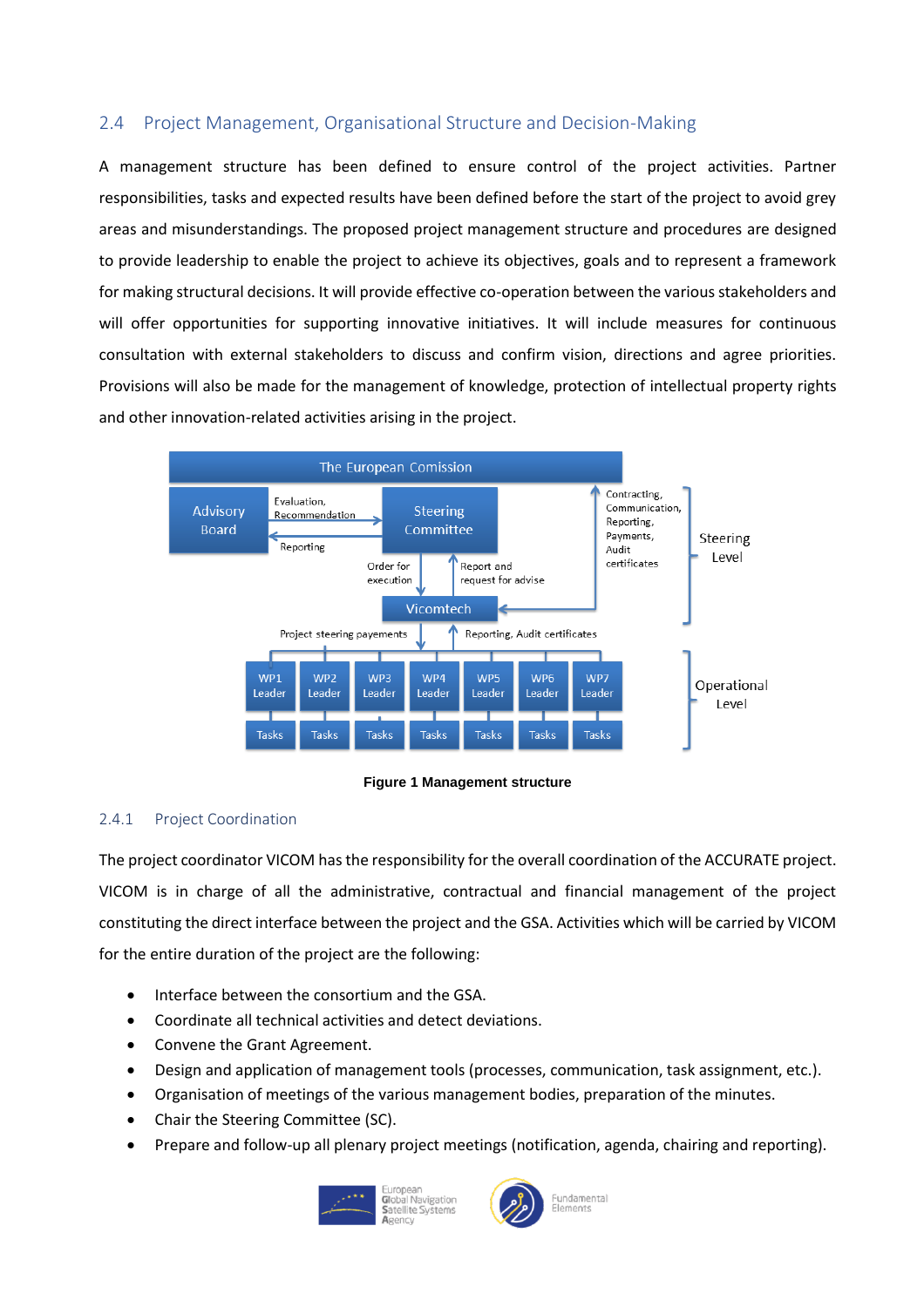## 2.4 Project Management, Organisational Structure and Decision-Making

A management structure has been defined to ensure control of the project activities. Partner responsibilities, tasks and expected results have been defined before the start of the project to avoid grey areas and misunderstandings. The proposed project management structure and procedures are designed to provide leadership to enable the project to achieve its objectives, goals and to represent a framework for making structural decisions. It will provide effective co-operation between the various stakeholders and will offer opportunities for supporting innovative initiatives. It will include measures for continuous consultation with external stakeholders to discuss and confirm vision, directions and agree priorities. Provisions will also be made for the management of knowledge, protection of intellectual property rights and other innovation-related activities arising in the project.

**Figure 1 Management structure**

### 2.4.1 Project Coordination

The project coordinator VICOM has the responsibility for the overall coordination of the ACCURATE project. VICOM is in charge of all the administrative, contractual and financial management of the project constituting the direct interface between the project and the GSA. Activities which will be carried by VICOM for the entire duration of the project are the following:

- Interface between the consortium and the GSA.
- Coordinate all technical activities and detect deviations.
- Convene the Grant Agreement.
- Design and application of management tools (processes, communication, task assignment, etc.).
- Organisation of meetings of the various management bodies, preparation of the minutes.
- Chair the Steering Committee (SC).
- Prepare and follow-up all plenary project meetings (notification, agenda, chairing and reporting).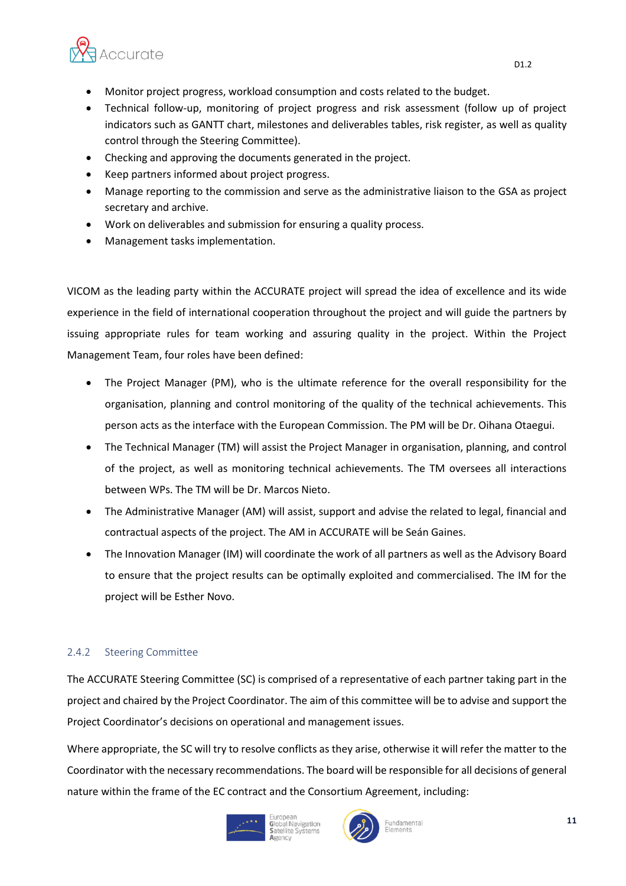- Monitor project progress, workload consumption and costs related to the budget.
- Technical follow-up, monitoring of project progress and risk assessment (follow up of project indicators such as GANTT chart, milestones and deliverables tables, risk register, as well as quality control through the Steering Committee).
- Checking and approving the documents generated in the project.
- Keep partners informed about project progress.
- Manage reporting to the commission and serve as the administrative liaison to the GSA as project secretary and archive.
- Work on deliverables and submission for ensuring a quality process.
- Management tasks implementation.

VICOM as the leading party within the ACCURATE project will spread the idea of excellence and its wide experience in the field of international cooperation throughout the project and will guide the partners by issuing appropriate rules for team working and assuring quality in the project. Within the Project Management Team, four roles have been defined:

- The Project Manager (PM), who is the ultimate reference for the overall responsibility for the organisation, planning and control monitoring of the quality of the technical achievements. This person acts as the interface with the European Commission. The PM will be Dr. Oihana Otaegui.
- The Technical Manager (TM) will assist the Project Manager in organisation, planning, and control of the project, as well as monitoring technical achievements. The TM oversees all interactions between WPs. The TM will be Dr. Marcos Nieto.
- The Administrative Manager (AM) will assist, support and advise the related to legal, financial and contractual aspects of the project. The AM in ACCURATE will be Seán Gaines.
- The Innovation Manager (IM) will coordinate the work of all partners as well as the Advisory Board to ensure that the project results can be optimally exploited and commercialised. The IM for the project will be Esther Novo.

### 2.4.2 Steering Committee

The ACCURATE Steering Committee (SC) is comprised of a representative of each partner taking part in the project and chaired by the Project Coordinator. The aim of this committee will be to advise and support the Project Coordinator's decisions on operational and management issues.

Where appropriate, the SC will try to resolve conflicts as they arise, otherwise it will refer the matter to the Coordinator with the necessary recommendations. The board will be responsible for all decisions of general nature within the frame of the EC contract and the Consortium Agreement, including: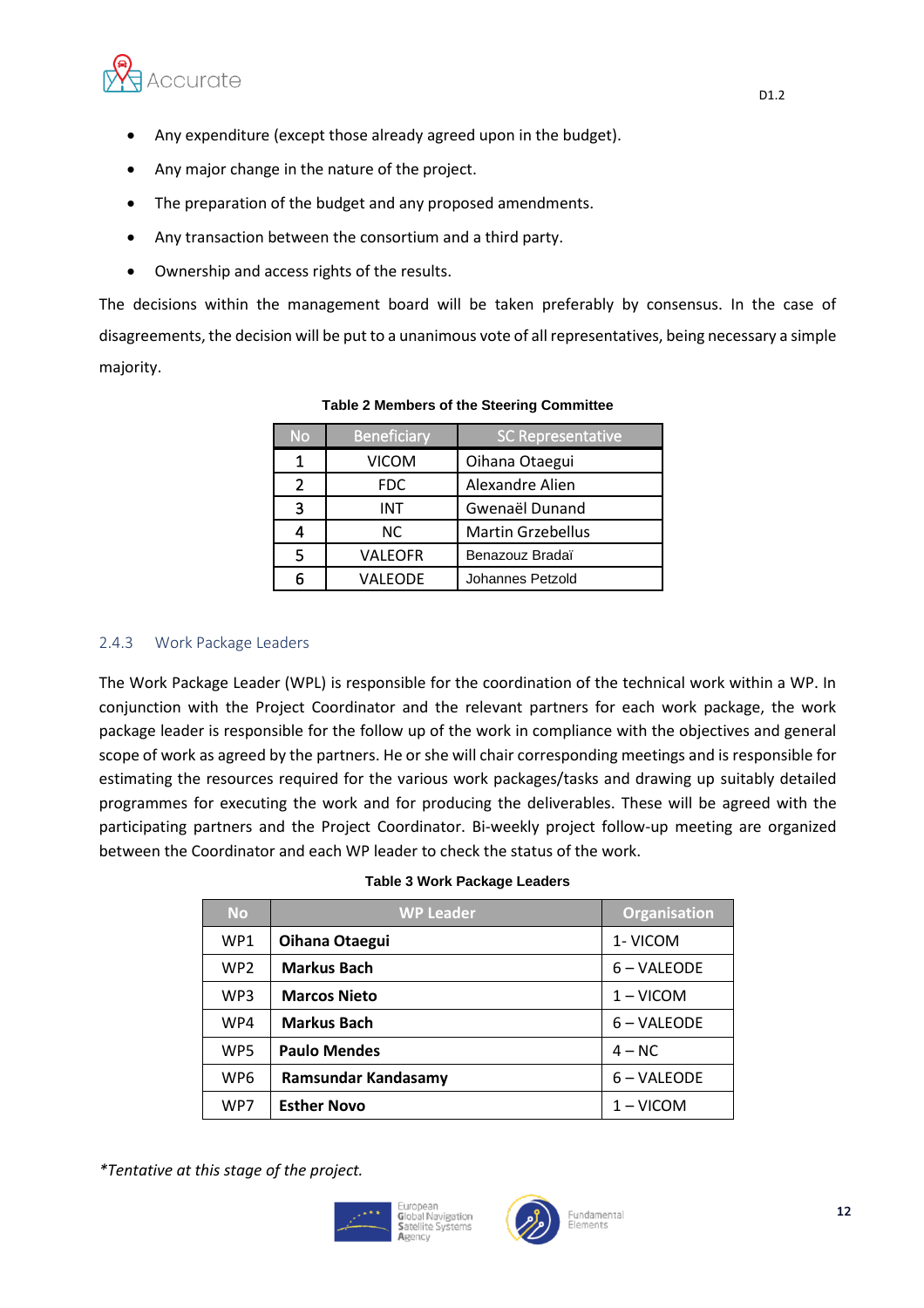- Any expenditure (except those already agreed upon in the budget).
- Any major change in the nature of the project.
- The preparation of the budget and any proposed amendments.
- Any transaction between the consortium and a third party.
- Ownership and access rights of the results.

The decisions within the management board will be taken preferably by consensus. In the case of disagreements, the decision will be put to a unanimous vote of all representatives, being necessary a simple majority.

**Table 2 Members of the Steering Committee**

| No | Beneficiary | SC Representative |
|---|---|---|
| 1 | VICOM | Oihana Otaegui |
| 2 | FDC | Alexandre Alien |
| 3 | INT | Gwenaël Dunand |
| 4 | NC | Martin Grzebellus |
| 5 | VALEOFR | Benazouz Bradaï |
| 6 | VALEODE | Johannes Petzold |

### 2.4.3 Work Package Leaders

The Work Package Leader (WPL) is responsible for the coordination of the technical work within a WP. In conjunction with the Project Coordinator and the relevant partners for each work package, the work package leader is responsible for the follow up of the work in compliance with the objectives and general scope of work as agreed by the partners. He or she will chair corresponding meetings and is responsible for estimating the resources required for the various work packages/tasks and drawing up suitably detailed programmes for executing the work and for producing the deliverables. These will be agreed with the participating partners and the Project Coordinator. Bi-weekly project follow-up meeting are organized between the Coordinator and each WP leader to check the status of the work.

**Table 3 Work Package Leaders**

| No | WP Leader | Organisation |
|---|---|---|
| WP1 | **Oihana Otaegui** | 1- VICOM |
| WP2 | **Markus Bach** | 6 – VALEODE |
| WP3 | **Marcos Nieto** | 1 – VICOM |
| WP4 | **Markus Bach** | 6 – VALEODE |
| WP5 | **Paulo Mendes** | 4 – NC |
| WP6 | **Ramsundar Kandasamy** | 6 – VALEODE |
| WP7 | **Esther Novo** | 1 – VICOM |

*\*Tentative at this stage of the project.*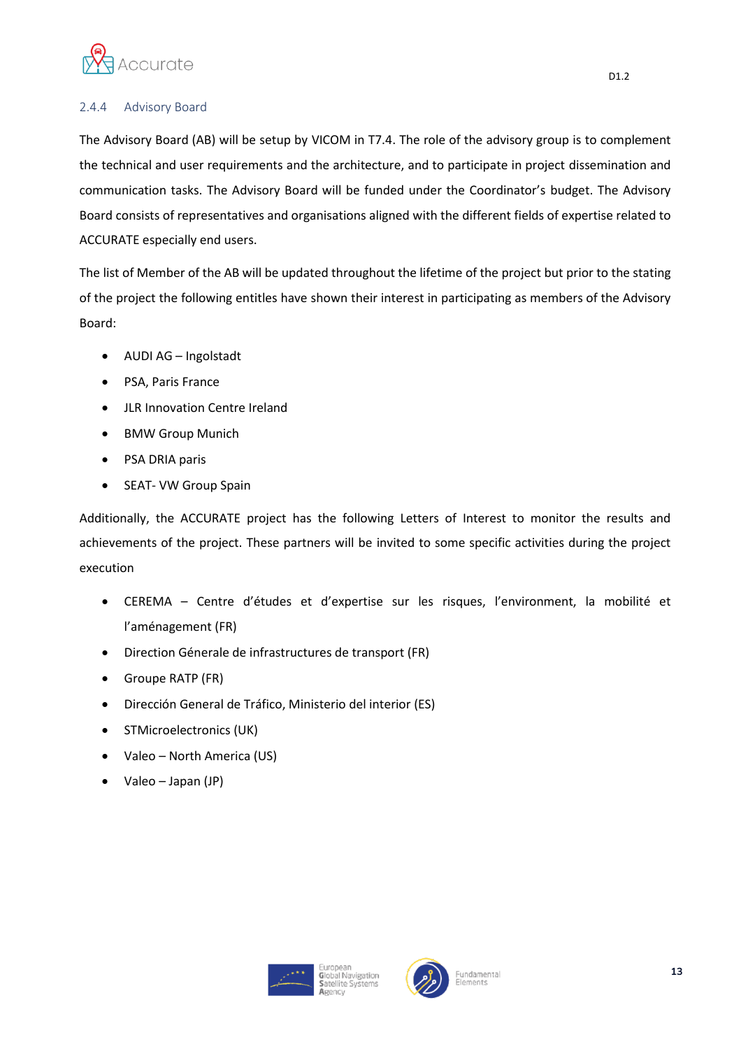### 2.4.4 Advisory Board

The Advisory Board (AB) will be setup by VICOM in T7.4. The role of the advisory group is to complement the technical and user requirements and the architecture, and to participate in project dissemination and communication tasks. The Advisory Board will be funded under the Coordinator's budget. The Advisory Board consists of representatives and organisations aligned with the different fields of expertise related to ACCURATE especially end users.

The list of Member of the AB will be updated throughout the lifetime of the project but prior to the stating of the project the following entitles have shown their interest in participating as members of the Advisory Board:

- AUDI AG – Ingolstadt
- PSA, Paris France
- JLR Innovation Centre Ireland
- BMW Group Munich
- PSA DRIA paris
- SEAT- VW Group Spain

Additionally, the ACCURATE project has the following Letters of Interest to monitor the results and achievements of the project. These partners will be invited to some specific activities during the project execution

- CEREMA – Centre d'études et d'expertise sur les risques, l'environment, la mobilité et l'aménagement (FR)
- Direction Génerale de infrastructures de transport (FR)
- Groupe RATP (FR)
- Dirección General de Tráfico, Ministerio del interior (ES)
- STMicroelectronics (UK)
- Valeo – North America (US)
- Valeo – Japan (JP)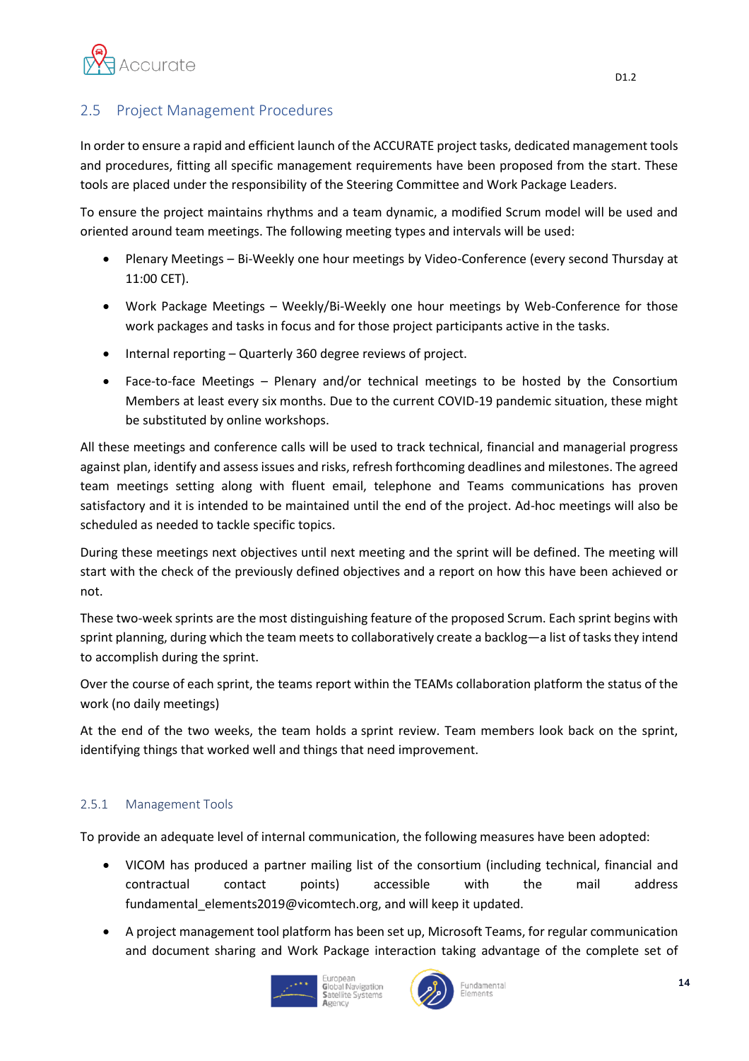## 2.5 Project Management Procedures

In order to ensure a rapid and efficient launch of the ACCURATE project tasks, dedicated management tools and procedures, fitting all specific management requirements have been proposed from the start. These tools are placed under the responsibility of the Steering Committee and Work Package Leaders.

To ensure the project maintains rhythms and a team dynamic, a modified Scrum model will be used and oriented around team meetings. The following meeting types and intervals will be used:

- Plenary Meetings – Bi-Weekly one hour meetings by Video-Conference (every second Thursday at 11:00 CET).
- Work Package Meetings – Weekly/Bi-Weekly one hour meetings by Web-Conference for those work packages and tasks in focus and for those project participants active in the tasks.
- Internal reporting – Quarterly 360 degree reviews of project.
- Face-to-face Meetings – Plenary and/or technical meetings to be hosted by the Consortium Members at least every six months. Due to the current COVID-19 pandemic situation, these might be substituted by online workshops.

All these meetings and conference calls will be used to track technical, financial and managerial progress against plan, identify and assess issues and risks, refresh forthcoming deadlines and milestones. The agreed team meetings setting along with fluent email, telephone and Teams communications has proven satisfactory and it is intended to be maintained until the end of the project. Ad-hoc meetings will also be scheduled as needed to tackle specific topics.

During these meetings next objectives until next meeting and the sprint will be defined. The meeting will start with the check of the previously defined objectives and a report on how this have been achieved or not.

These two-week sprints are the most distinguishing feature of the proposed Scrum. Each sprint begins with sprint planning, during which the team meets to collaboratively create a backlog—a list of tasks they intend to accomplish during the sprint.

Over the course of each sprint, the teams report within the TEAMs collaboration platform the status of the work (no daily meetings)

At the end of the two weeks, the team holds a sprint review. Team members look back on the sprint, identifying things that worked well and things that need improvement.

### 2.5.1 Management Tools

To provide an adequate level of internal communication, the following measures have been adopted:

- VICOM has produced a partner mailing list of the consortium (including technical, financial and contractual contact points) accessible with the mail address fundamental_elements2019@vicomtech.org, and will keep it updated.
- A project management tool platform has been set up, Microsoft Teams, for regular communication and document sharing and Work Package interaction taking advantage of the complete set of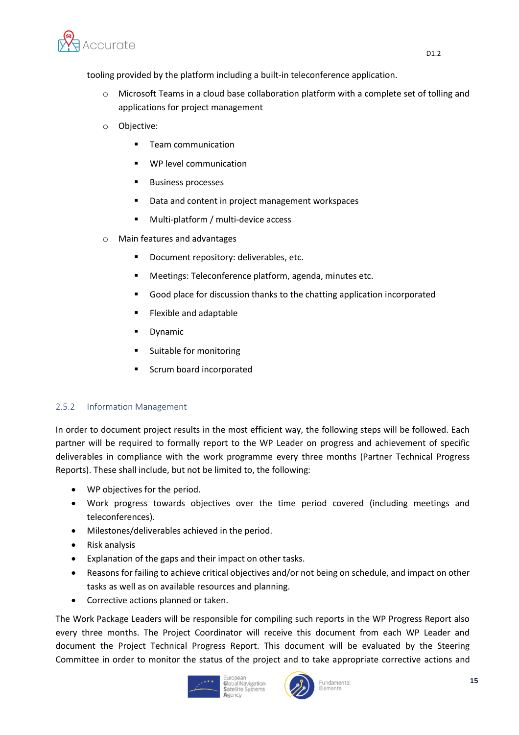tooling provided by the platform including a built-in teleconference application.

  - Microsoft Teams in a cloud base collaboration platform with a complete set of tolling and applications for project management
  - Objective:
    - Team communication
    - WP level communication
    - Business processes
    - Data and content in project management workspaces
    - Multi-platform / multi-device access
  - Main features and advantages
    - Document repository: deliverables, etc.
    - Meetings: Teleconference platform, agenda, minutes etc.
    - Good place for discussion thanks to the chatting application incorporated
    - Flexible and adaptable
    - Dynamic
    - Suitable for monitoring
    - Scrum board incorporated

### 2.5.2 Information Management

In order to document project results in the most efficient way, the following steps will be followed. Each partner will be required to formally report to the WP Leader on progress and achievement of specific deliverables in compliance with the work programme every three months (Partner Technical Progress Reports). These shall include, but not be limited to, the following:

- WP objectives for the period.
- Work progress towards objectives over the time period covered (including meetings and teleconferences).
- Milestones/deliverables achieved in the period.
- Risk analysis
- Explanation of the gaps and their impact on other tasks.
- Reasons for failing to achieve critical objectives and/or not being on schedule, and impact on other tasks as well as on available resources and planning.
- Corrective actions planned or taken.

The Work Package Leaders will be responsible for compiling such reports in the WP Progress Report also every three months. The Project Coordinator will receive this document from each WP Leader and document the Project Technical Progress Report. This document will be evaluated by the Steering Committee in order to monitor the status of the project and to take appropriate corrective actions and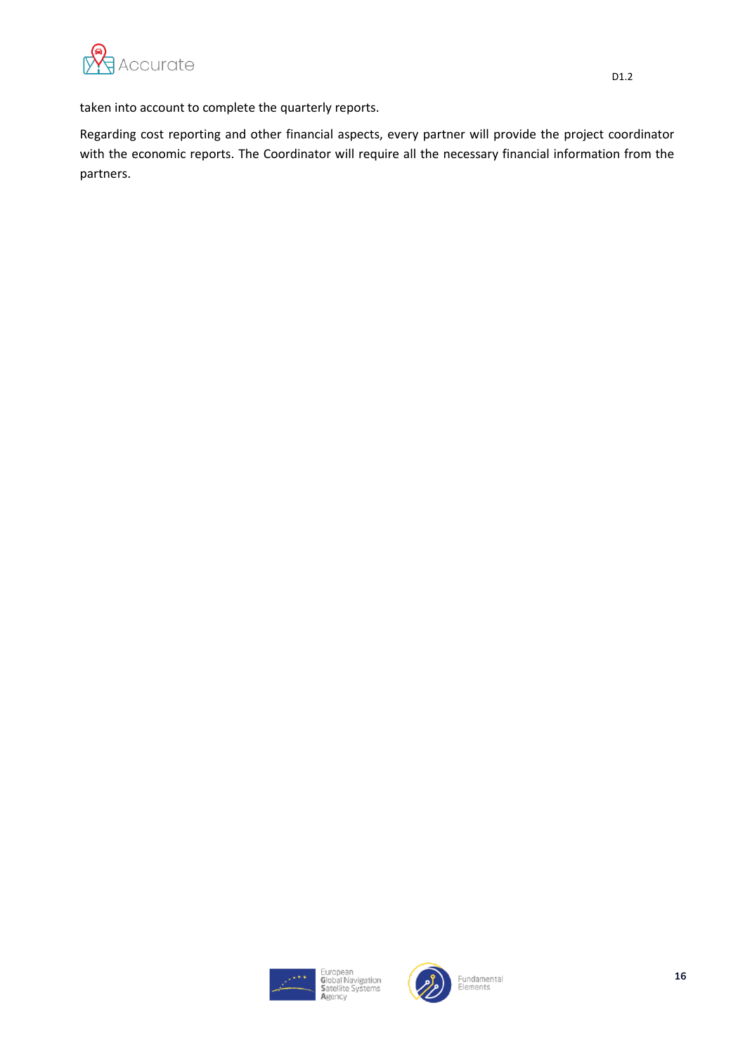taken into account to complete the quarterly reports.

Regarding cost reporting and other financial aspects, every partner will provide the project coordinator with the economic reports. The Coordinator will require all the necessary financial information from the partners.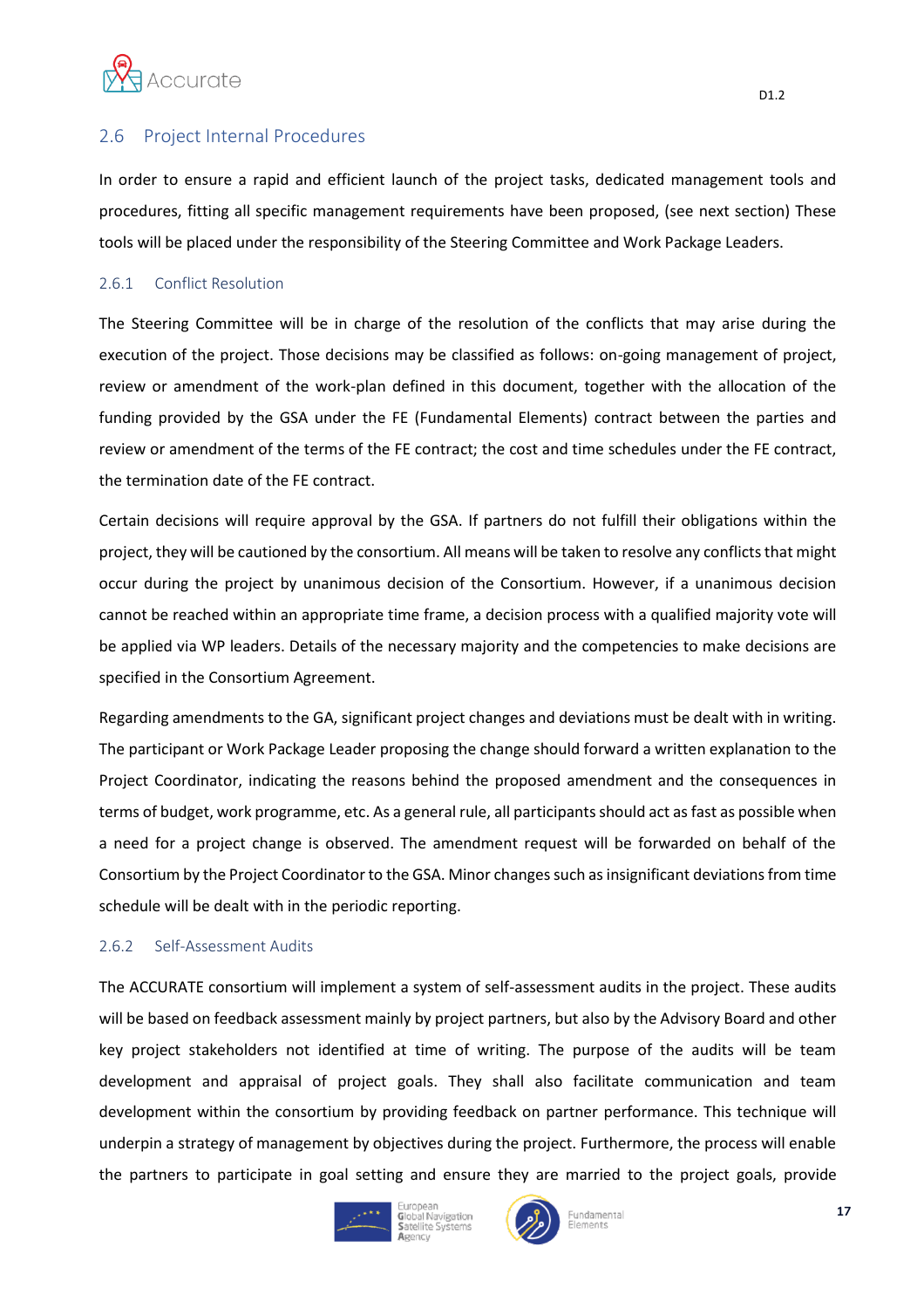## 2.6 Project Internal Procedures

In order to ensure a rapid and efficient launch of the project tasks, dedicated management tools and procedures, fitting all specific management requirements have been proposed, (see next section) These tools will be placed under the responsibility of the Steering Committee and Work Package Leaders.

### 2.6.1 Conflict Resolution

The Steering Committee will be in charge of the resolution of the conflicts that may arise during the execution of the project. Those decisions may be classified as follows: on-going management of project, review or amendment of the work-plan defined in this document, together with the allocation of the funding provided by the GSA under the FE (Fundamental Elements) contract between the parties and review or amendment of the terms of the FE contract; the cost and time schedules under the FE contract, the termination date of the FE contract.

Certain decisions will require approval by the GSA. If partners do not fulfill their obligations within the project, they will be cautioned by the consortium. All means will be taken to resolve any conflicts that might occur during the project by unanimous decision of the Consortium. However, if a unanimous decision cannot be reached within an appropriate time frame, a decision process with a qualified majority vote will be applied via WP leaders. Details of the necessary majority and the competencies to make decisions are specified in the Consortium Agreement.

Regarding amendments to the GA, significant project changes and deviations must be dealt with in writing. The participant or Work Package Leader proposing the change should forward a written explanation to the Project Coordinator, indicating the reasons behind the proposed amendment and the consequences in terms of budget, work programme, etc. As a general rule, all participants should act as fast as possible when a need for a project change is observed. The amendment request will be forwarded on behalf of the Consortium by the Project Coordinator to the GSA. Minor changes such as insignificant deviations from time schedule will be dealt with in the periodic reporting.

### 2.6.2 Self-Assessment Audits

The ACCURATE consortium will implement a system of self-assessment audits in the project. These audits will be based on feedback assessment mainly by project partners, but also by the Advisory Board and other key project stakeholders not identified at time of writing. The purpose of the audits will be team development and appraisal of project goals. They shall also facilitate communication and team development within the consortium by providing feedback on partner performance. This technique will underpin a strategy of management by objectives during the project. Furthermore, the process will enable the partners to participate in goal setting and ensure they are married to the project goals, provide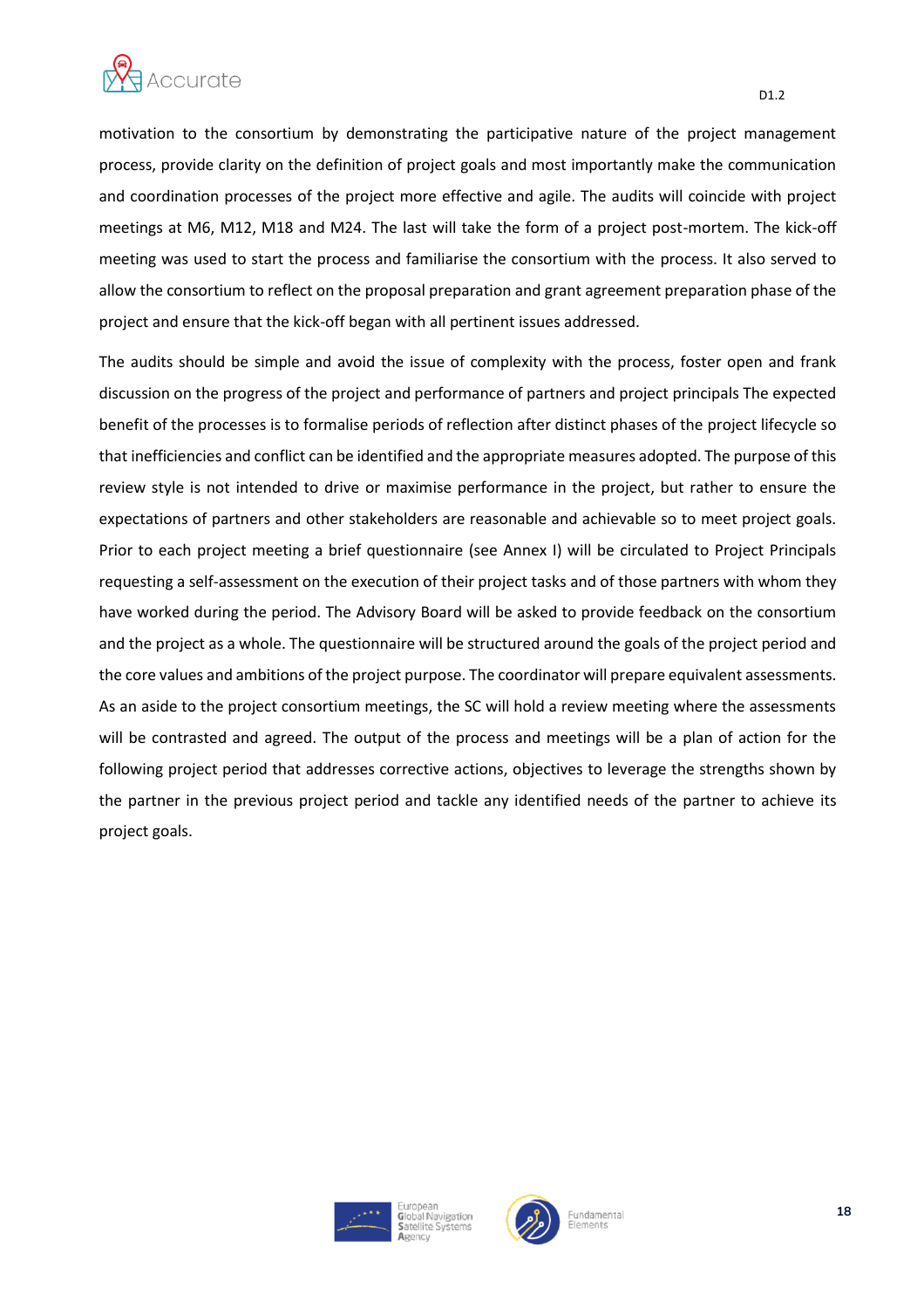motivation to the consortium by demonstrating the participative nature of the project management process, provide clarity on the definition of project goals and most importantly make the communication and coordination processes of the project more effective and agile. The audits will coincide with project meetings at M6, M12, M18 and M24. The last will take the form of a project post-mortem. The kick-off meeting was used to start the process and familiarise the consortium with the process. It also served to allow the consortium to reflect on the proposal preparation and grant agreement preparation phase of the project and ensure that the kick-off began with all pertinent issues addressed.

The audits should be simple and avoid the issue of complexity with the process, foster open and frank discussion on the progress of the project and performance of partners and project principals The expected benefit of the processes is to formalise periods of reflection after distinct phases of the project lifecycle so that inefficiencies and conflict can be identified and the appropriate measures adopted. The purpose of this review style is not intended to drive or maximise performance in the project, but rather to ensure the expectations of partners and other stakeholders are reasonable and achievable so to meet project goals. Prior to each project meeting a brief questionnaire (see Annex I) will be circulated to Project Principals requesting a self-assessment on the execution of their project tasks and of those partners with whom they have worked during the period. The Advisory Board will be asked to provide feedback on the consortium and the project as a whole. The questionnaire will be structured around the goals of the project period and the core values and ambitions of the project purpose. The coordinator will prepare equivalent assessments. As an aside to the project consortium meetings, the SC will hold a review meeting where the assessments will be contrasted and agreed. The output of the process and meetings will be a plan of action for the following project period that addresses corrective actions, objectives to leverage the strengths shown by the partner in the previous project period and tackle any identified needs of the partner to achieve its project goals.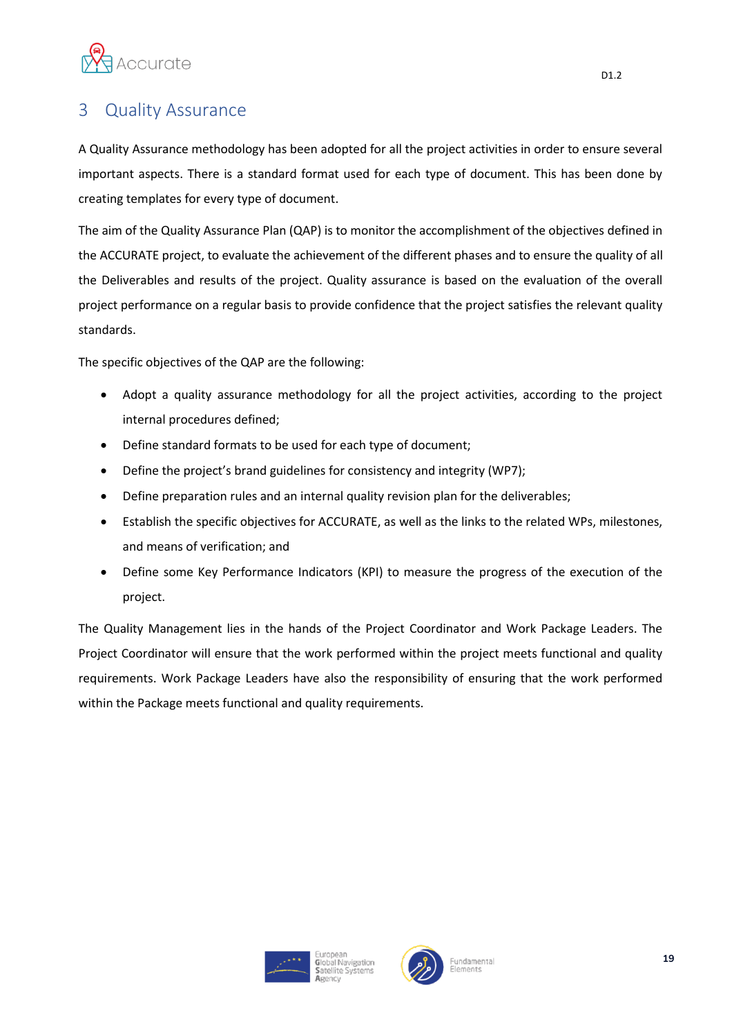# 3 Quality Assurance

A Quality Assurance methodology has been adopted for all the project activities in order to ensure several important aspects. There is a standard format used for each type of document. This has been done by creating templates for every type of document.

The aim of the Quality Assurance Plan (QAP) is to monitor the accomplishment of the objectives defined in the ACCURATE project, to evaluate the achievement of the different phases and to ensure the quality of all the Deliverables and results of the project. Quality assurance is based on the evaluation of the overall project performance on a regular basis to provide confidence that the project satisfies the relevant quality standards.

The specific objectives of the QAP are the following:

- Adopt a quality assurance methodology for all the project activities, according to the project internal procedures defined;
- Define standard formats to be used for each type of document;
- Define the project's brand guidelines for consistency and integrity (WP7);
- Define preparation rules and an internal quality revision plan for the deliverables;
- Establish the specific objectives for ACCURATE, as well as the links to the related WPs, milestones, and means of verification; and
- Define some Key Performance Indicators (KPI) to measure the progress of the execution of the project.

The Quality Management lies in the hands of the Project Coordinator and Work Package Leaders. The Project Coordinator will ensure that the work performed within the project meets functional and quality requirements. Work Package Leaders have also the responsibility of ensuring that the work performed within the Package meets functional and quality requirements.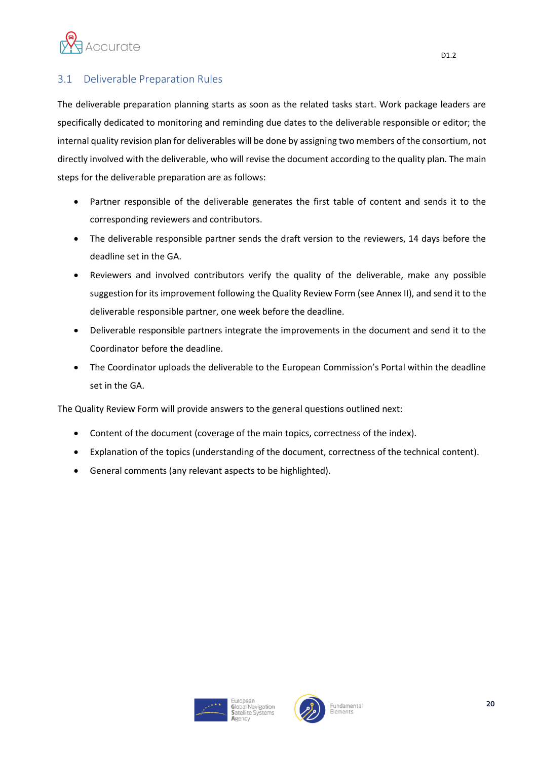## 3.1 Deliverable Preparation Rules

The deliverable preparation planning starts as soon as the related tasks start. Work package leaders are specifically dedicated to monitoring and reminding due dates to the deliverable responsible or editor; the internal quality revision plan for deliverables will be done by assigning two members of the consortium, not directly involved with the deliverable, who will revise the document according to the quality plan. The main steps for the deliverable preparation are as follows:

- Partner responsible of the deliverable generates the first table of content and sends it to the corresponding reviewers and contributors.
- The deliverable responsible partner sends the draft version to the reviewers, 14 days before the deadline set in the GA.
- Reviewers and involved contributors verify the quality of the deliverable, make any possible suggestion for its improvement following the Quality Review Form (see Annex II), and send it to the deliverable responsible partner, one week before the deadline.
- Deliverable responsible partners integrate the improvements in the document and send it to the Coordinator before the deadline.
- The Coordinator uploads the deliverable to the European Commission's Portal within the deadline set in the GA.

The Quality Review Form will provide answers to the general questions outlined next:

- Content of the document (coverage of the main topics, correctness of the index).
- Explanation of the topics (understanding of the document, correctness of the technical content).
- General comments (any relevant aspects to be highlighted).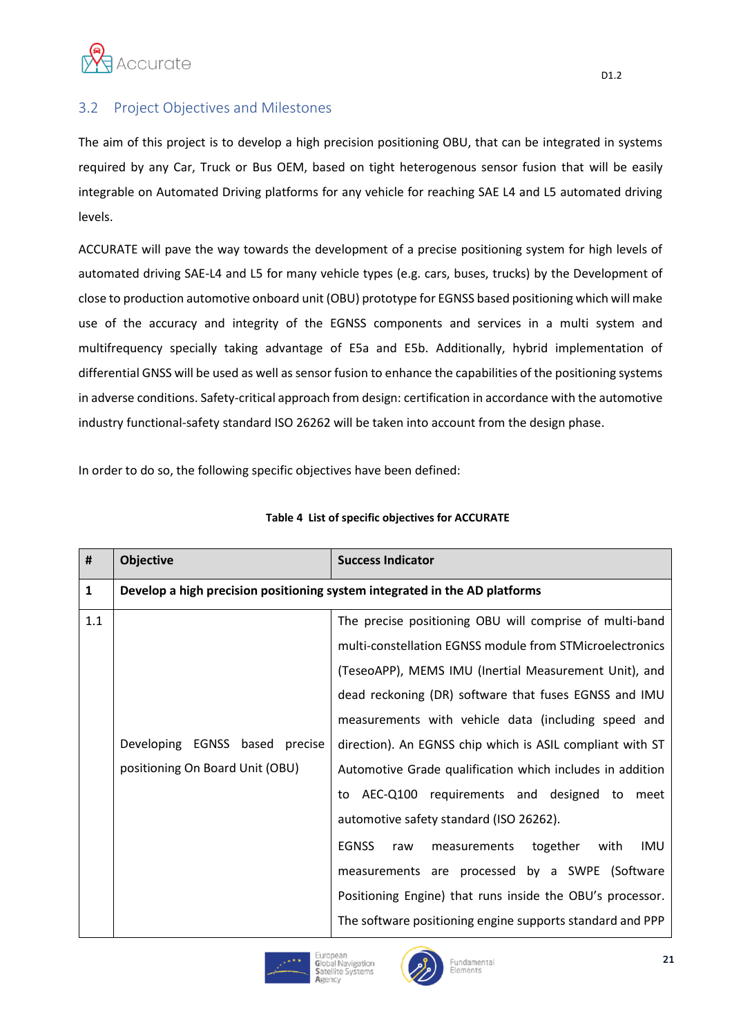## 3.2 Project Objectives and Milestones

The aim of this project is to develop a high precision positioning OBU, that can be integrated in systems required by any Car, Truck or Bus OEM, based on tight heterogenous sensor fusion that will be easily integrable on Automated Driving platforms for any vehicle for reaching SAE L4 and L5 automated driving levels.

ACCURATE will pave the way towards the development of a precise positioning system for high levels of automated driving SAE-L4 and L5 for many vehicle types (e.g. cars, buses, trucks) by the Development of close to production automotive onboard unit (OBU) prototype for EGNSS based positioning which will make use of the accuracy and integrity of the EGNSS components and services in a multi system and multifrequency specially taking advantage of E5a and E5b. Additionally, hybrid implementation of differential GNSS will be used as well as sensor fusion to enhance the capabilities of the positioning systems in adverse conditions. Safety-critical approach from design: certification in accordance with the automotive industry functional-safety standard ISO 26262 will be taken into account from the design phase.

In order to do so, the following specific objectives have been defined:

**Table 4 List of specific objectives for ACCURATE**

| # | Objective | Success Indicator |
|---|---|---|
| **1** | **Develop a high precision positioning system integrated in the AD platforms** | |
| 1.1 | Developing EGNSS based precise positioning On Board Unit (OBU) | The precise positioning OBU will comprise of multi-band multi-constellation EGNSS module from STMicroelectronics (TeseoAPP), MEMS IMU (Inertial Measurement Unit), and dead reckoning (DR) software that fuses EGNSS and IMU measurements with vehicle data (including speed and direction). An EGNSS chip which is ASIL compliant with ST Automotive Grade qualification which includes in addition to AEC-Q100 requirements and designed to meet automotive safety standard (ISO 26262).<br>EGNSS raw measurements together with IMU measurements are processed by a SWPE (Software Positioning Engine) that runs inside the OBU's processor. The software positioning engine supports standard and PPP |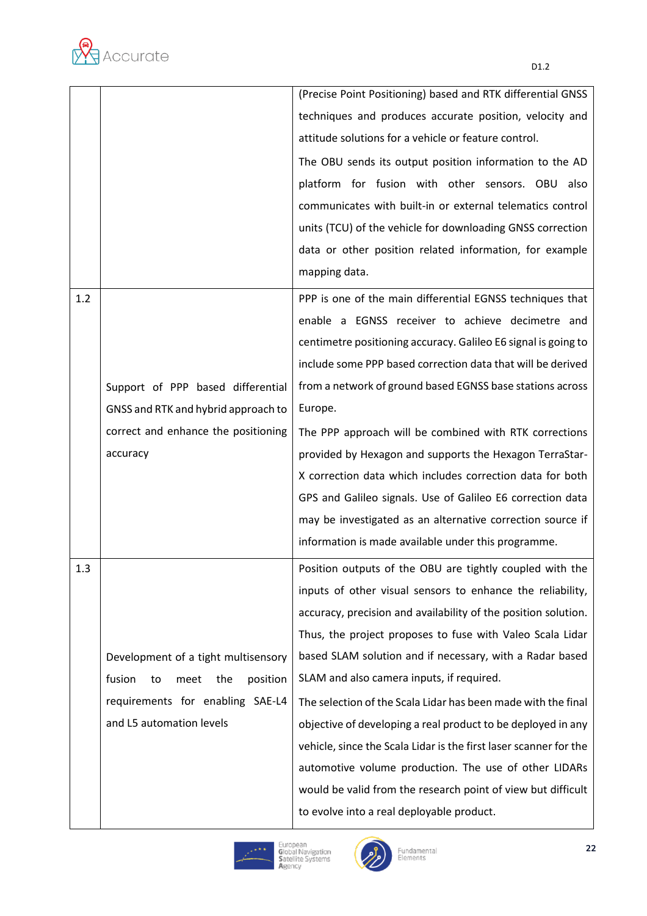|  |  |  |
|---|---|---|
|  |  | (Precise Point Positioning) based and RTK differential GNSS techniques and produces accurate position, velocity and attitude solutions for a vehicle or feature control.<br><br>The OBU sends its output position information to the AD platform for fusion with other sensors. OBU also communicates with built-in or external telematics control units (TCU) of the vehicle for downloading GNSS correction data or other position related information, for example mapping data. |
| 1.2 | Support of PPP based differential GNSS and RTK and hybrid approach to correct and enhance the positioning accuracy | PPP is one of the main differential EGNSS techniques that enable a EGNSS receiver to achieve decimetre and centimetre positioning accuracy. Galileo E6 signal is going to include some PPP based correction data that will be derived from a network of ground based EGNSS base stations across Europe.<br><br>The PPP approach will be combined with RTK corrections provided by Hexagon and supports the Hexagon TerraStar-X correction data which includes correction data for both GPS and Galileo signals. Use of Galileo E6 correction data may be investigated as an alternative correction source if information is made available under this programme. |
| 1.3 | Development of a tight multisensory fusion to meet the position requirements for enabling SAE-L4 and L5 automation levels | Position outputs of the OBU are tightly coupled with the inputs of other visual sensors to enhance the reliability, accuracy, precision and availability of the position solution. Thus, the project proposes to fuse with Valeo Scala Lidar based SLAM solution and if necessary, with a Radar based SLAM and also camera inputs, if required.<br><br>The selection of the Scala Lidar has been made with the final objective of developing a real product to be deployed in any vehicle, since the Scala Lidar is the first laser scanner for the automotive volume production. The use of other LIDARs would be valid from the research point of view but difficult to evolve into a real deployable product. |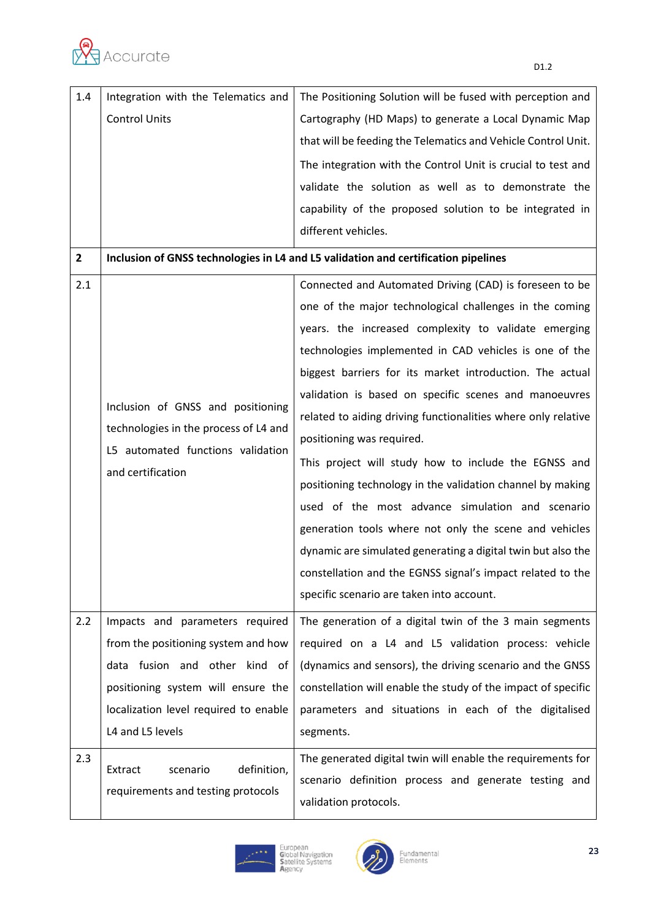| | | |
|---|---|---|
| 1.4 | Integration with the Telematics and Control Units | The Positioning Solution will be fused with perception and Cartography (HD Maps) to generate a Local Dynamic Map that will be feeding the Telematics and Vehicle Control Unit. The integration with the Control Unit is crucial to test and validate the solution as well as to demonstrate the capability of the proposed solution to be integrated in different vehicles. |
| **2** | **Inclusion of GNSS technologies in L4 and L5 validation and certification pipelines** | |
| 2.1 | Inclusion of GNSS and positioning technologies in the process of L4 and L5 automated functions validation and certification | Connected and Automated Driving (CAD) is foreseen to be one of the major technological challenges in the coming years. the increased complexity to validate emerging technologies implemented in CAD vehicles is one of the biggest barriers for its market introduction. The actual validation is based on specific scenes and manoeuvres related to aiding driving functionalities where only relative positioning was required. This project will study how to include the EGNSS and positioning technology in the validation channel by making used of the most advance simulation and scenario generation tools where not only the scene and vehicles dynamic are simulated generating a digital twin but also the constellation and the EGNSS signal's impact related to the specific scenario are taken into account. |
| 2.2 | Impacts and parameters required from the positioning system and how data fusion and other kind of positioning system will ensure the localization level required to enable L4 and L5 levels | The generation of a digital twin of the 3 main segments required on a L4 and L5 validation process: vehicle (dynamics and sensors), the driving scenario and the GNSS constellation will enable the study of the impact of specific parameters and situations in each of the digitalised segments. |
| 2.3 | Extract scenario definition, requirements and testing protocols | The generated digital twin will enable the requirements for scenario definition process and generate testing and validation protocols. |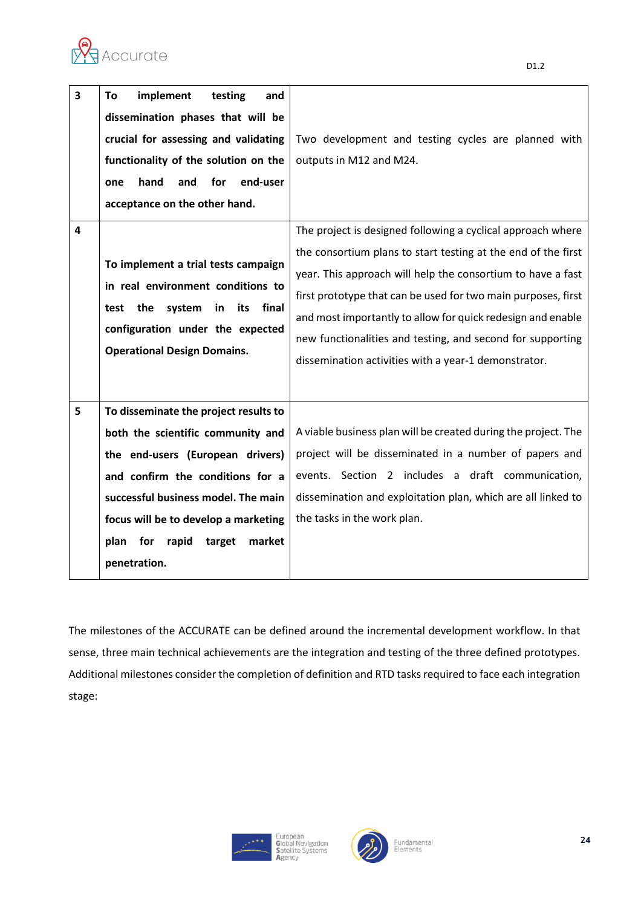| 3 | **To implement testing and dissemination phases that will be crucial for assessing and validating functionality of the solution on the one hand and for end-user acceptance on the other hand.** | Two development and testing cycles are planned with outputs in M12 and M24. |
|---|---|---|
| 4 | **To implement a trial tests campaign in real environment conditions to test the system in its final configuration under the expected Operational Design Domains.** | The project is designed following a cyclical approach where the consortium plans to start testing at the end of the first year. This approach will help the consortium to have a fast first prototype that can be used for two main purposes, first and most importantly to allow for quick redesign and enable new functionalities and testing, and second for supporting dissemination activities with a year-1 demonstrator. |
| 5 | **To disseminate the project results to both the scientific community and the end-users (European drivers) and confirm the conditions for a successful business model. The main focus will be to develop a marketing plan for rapid target market penetration.** | A viable business plan will be created during the project. The project will be disseminated in a number of papers and events. Section 2 includes a draft communication, dissemination and exploitation plan, which are all linked to the tasks in the work plan. |

The milestones of the ACCURATE can be defined around the incremental development workflow. In that sense, three main technical achievements are the integration and testing of the three defined prototypes. Additional milestones consider the completion of definition and RTD tasks required to face each integration stage: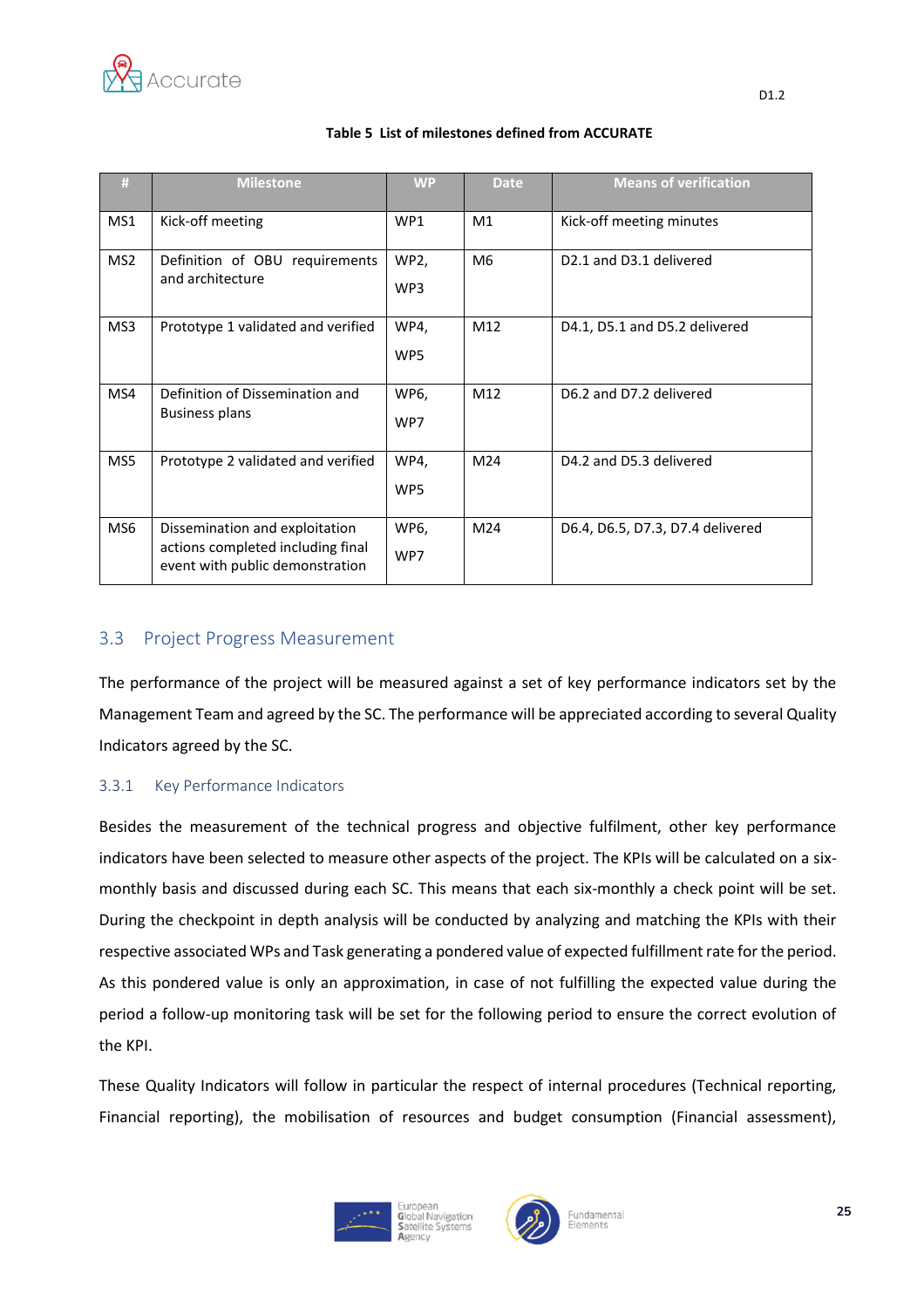**Table 5 List of milestones defined from ACCURATE**

| # | Milestone | WP | Date | Means of verification |
|---|---|---|---|---|
| MS1 | Kick-off meeting | WP1 | M1 | Kick-off meeting minutes |
| MS2 | Definition of OBU requirements and architecture | WP2, WP3 | M6 | D2.1 and D3.1 delivered |
| MS3 | Prototype 1 validated and verified | WP4, WP5 | M12 | D4.1, D5.1 and D5.2 delivered |
| MS4 | Definition of Dissemination and Business plans | WP6, WP7 | M12 | D6.2 and D7.2 delivered |
| MS5 | Prototype 2 validated and verified | WP4, WP5 | M24 | D4.2 and D5.3 delivered |
| MS6 | Dissemination and exploitation actions completed including final event with public demonstration | WP6, WP7 | M24 | D6.4, D6.5, D7.3, D7.4 delivered |

## 3.3 Project Progress Measurement

The performance of the project will be measured against a set of key performance indicators set by the Management Team and agreed by the SC. The performance will be appreciated according to several Quality Indicators agreed by the SC.

### 3.3.1 Key Performance Indicators

Besides the measurement of the technical progress and objective fulfilment, other key performance indicators have been selected to measure other aspects of the project. The KPIs will be calculated on a six-monthly basis and discussed during each SC. This means that each six-monthly a check point will be set. During the checkpoint in depth analysis will be conducted by analyzing and matching the KPIs with their respective associated WPs and Task generating a pondered value of expected fulfillment rate for the period. As this pondered value is only an approximation, in case of not fulfilling the expected value during the period a follow-up monitoring task will be set for the following period to ensure the correct evolution of the KPI.

These Quality Indicators will follow in particular the respect of internal procedures (Technical reporting, Financial reporting), the mobilisation of resources and budget consumption (Financial assessment),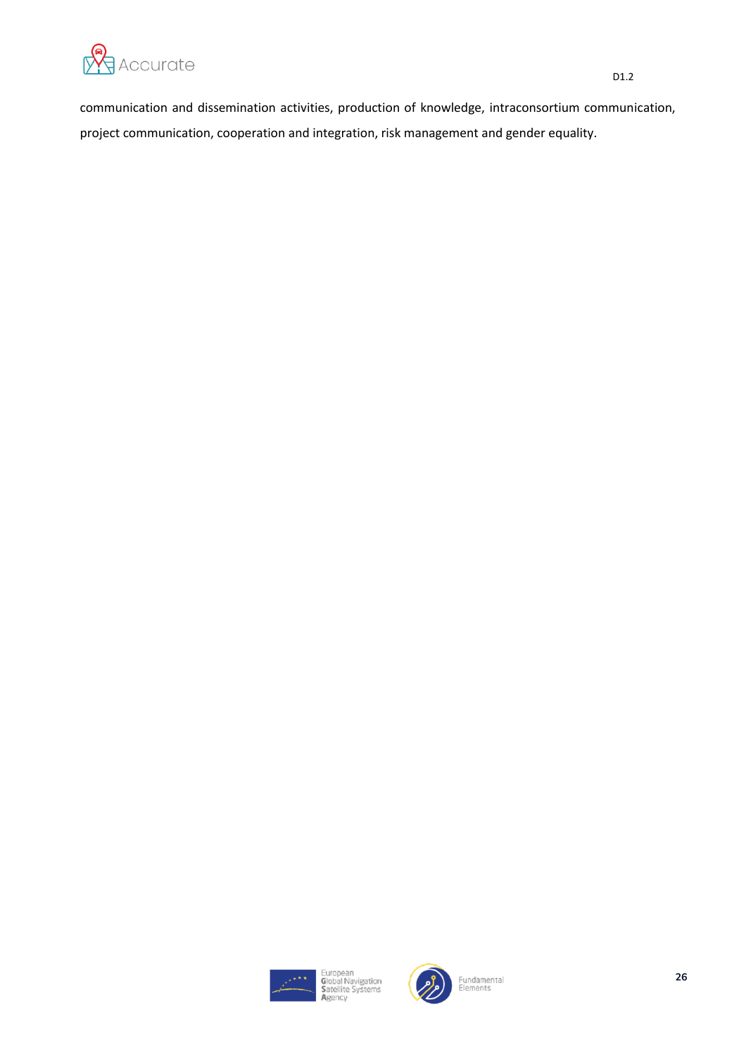communication and dissemination activities, production of knowledge, intraconsortium communication, project communication, cooperation and integration, risk management and gender equality.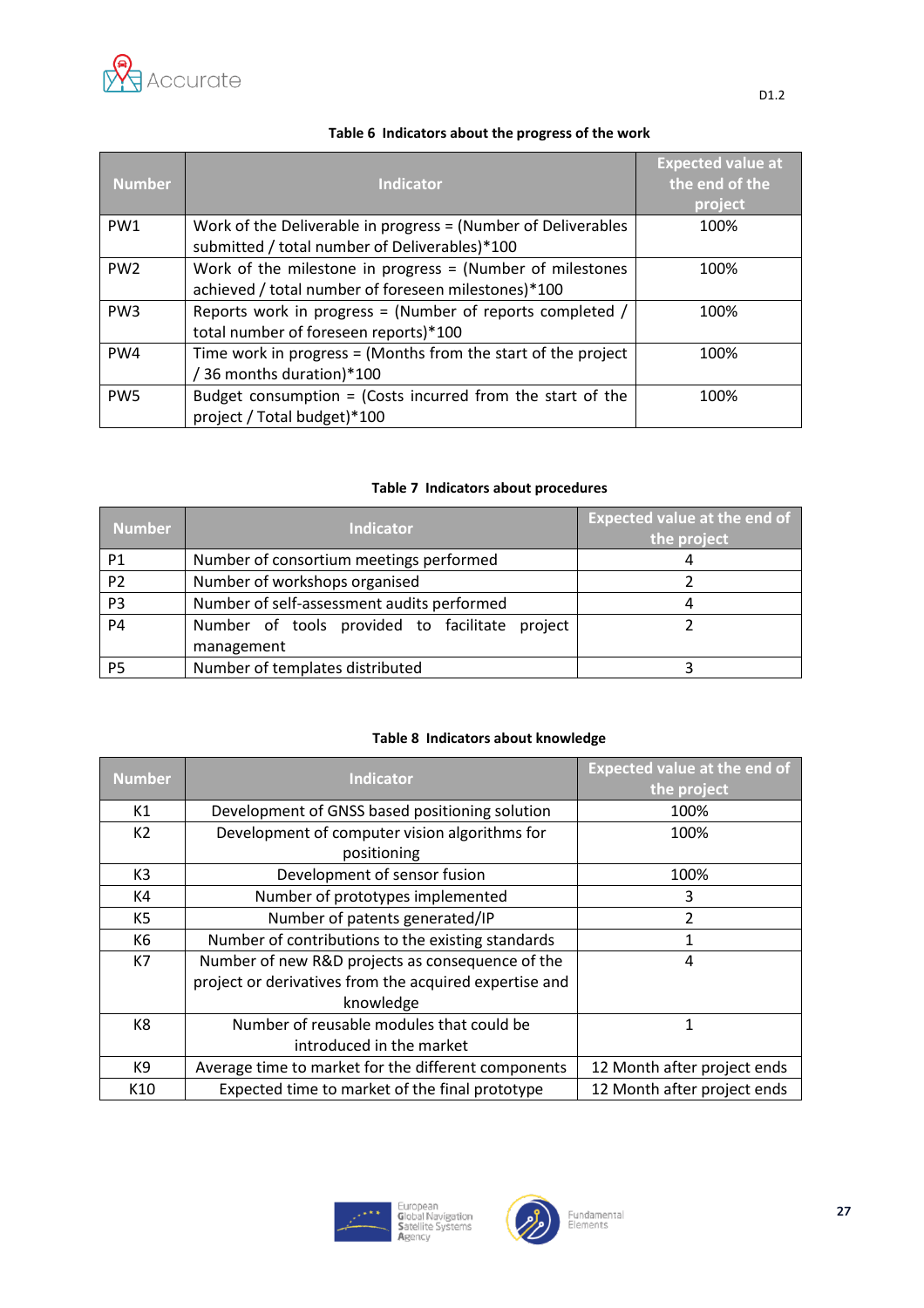**Table 6 Indicators about the progress of the work**

| Number | Indicator | Expected value at the end of the project |
|---|---|---|
| PW1 | Work of the Deliverable in progress = (Number of Deliverables submitted / total number of Deliverables)*100 | 100% |
| PW2 | Work of the milestone in progress = (Number of milestones achieved / total number of foreseen milestones)*100 | 100% |
| PW3 | Reports work in progress = (Number of reports completed / total number of foreseen reports)*100 | 100% |
| PW4 | Time work in progress = (Months from the start of the project / 36 months duration)*100 | 100% |
| PW5 | Budget consumption = (Costs incurred from the start of the project / Total budget)*100 | 100% |

**Table 7 Indicators about procedures**

| Number | Indicator | Expected value at the end of the project |
|---|---|---|
| P1 | Number of consortium meetings performed | 4 |
| P2 | Number of workshops organised | 2 |
| P3 | Number of self-assessment audits performed | 4 |
| P4 | Number of tools provided to facilitate project management | 2 |
| P5 | Number of templates distributed | 3 |

**Table 8 Indicators about knowledge**

| Number | Indicator | Expected value at the end of the project |
|---|---|---|
| K1 | Development of GNSS based positioning solution | 100% |
| K2 | Development of computer vision algorithms for positioning | 100% |
| K3 | Development of sensor fusion | 100% |
| K4 | Number of prototypes implemented | 3 |
| K5 | Number of patents generated/IP | 2 |
| K6 | Number of contributions to the existing standards | 1 |
| K7 | Number of new R&D projects as consequence of the project or derivatives from the acquired expertise and knowledge | 4 |
| K8 | Number of reusable modules that could be introduced in the market | 1 |
| K9 | Average time to market for the different components | 12 Month after project ends |
| K10 | Expected time to market of the final prototype | 12 Month after project ends |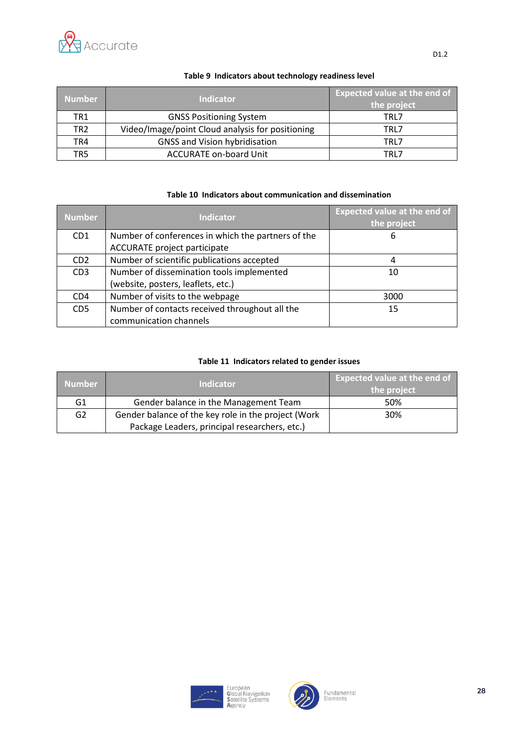**Table 9 Indicators about technology readiness level**

| Number | Indicator | Expected value at the end of the project |
|---|---|---|
| TR1 | GNSS Positioning System | TRL7 |
| TR2 | Video/Image/point Cloud analysis for positioning | TRL7 |
| TR4 | GNSS and Vision hybridisation | TRL7 |
| TR5 | ACCURATE on-board Unit | TRL7 |

**Table 10 Indicators about communication and dissemination**

| Number | Indicator | Expected value at the end of the project |
|---|---|---|
| CD1 | Number of conferences in which the partners of the ACCURATE project participate | 6 |
| CD2 | Number of scientific publications accepted | 4 |
| CD3 | Number of dissemination tools implemented (website, posters, leaflets, etc.) | 10 |
| CD4 | Number of visits to the webpage | 3000 |
| CD5 | Number of contacts received throughout all the communication channels | 15 |

**Table 11 Indicators related to gender issues**

| Number | Indicator | Expected value at the end of the project |
|---|---|---|
| G1 | Gender balance in the Management Team | 50% |
| G2 | Gender balance of the key role in the project (Work Package Leaders, principal researchers, etc.) | 30% |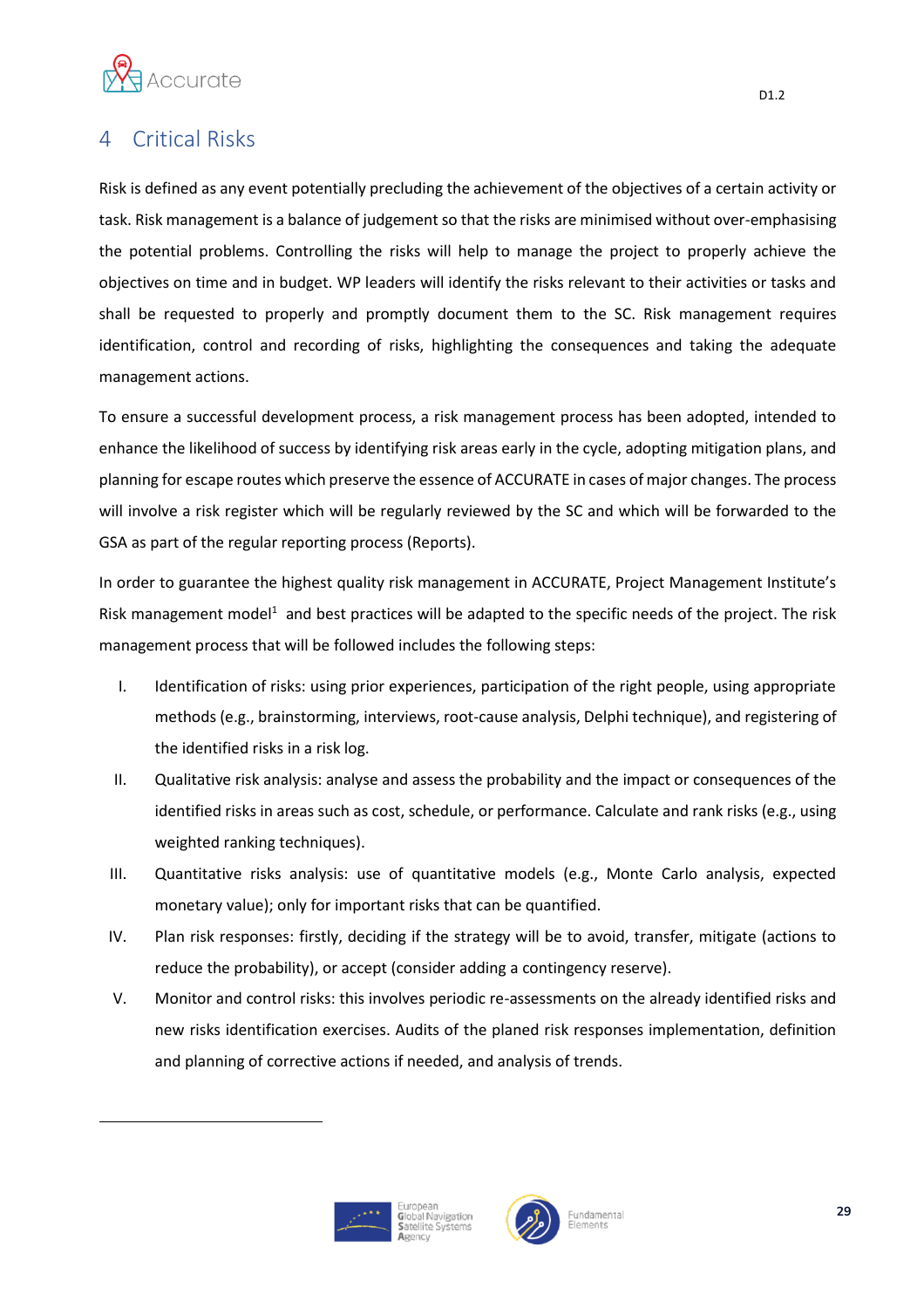# 4 Critical Risks

Risk is defined as any event potentially precluding the achievement of the objectives of a certain activity or task. Risk management is a balance of judgement so that the risks are minimised without over-emphasising the potential problems. Controlling the risks will help to manage the project to properly achieve the objectives on time and in budget. WP leaders will identify the risks relevant to their activities or tasks and shall be requested to properly and promptly document them to the SC. Risk management requires identification, control and recording of risks, highlighting the consequences and taking the adequate management actions.

To ensure a successful development process, a risk management process has been adopted, intended to enhance the likelihood of success by identifying risk areas early in the cycle, adopting mitigation plans, and planning for escape routes which preserve the essence of ACCURATE in cases of major changes. The process will involve a risk register which will be regularly reviewed by the SC and which will be forwarded to the GSA as part of the regular reporting process (Reports).

In order to guarantee the highest quality risk management in ACCURATE, Project Management Institute's Risk management model[1] and best practices will be adapted to the specific needs of the project. The risk management process that will be followed includes the following steps:

I. Identification of risks: using prior experiences, participation of the right people, using appropriate methods (e.g., brainstorming, interviews, root-cause analysis, Delphi technique), and registering of the identified risks in a risk log.
II. Qualitative risk analysis: analyse and assess the probability and the impact or consequences of the identified risks in areas such as cost, schedule, or performance. Calculate and rank risks (e.g., using weighted ranking techniques).
III. Quantitative risks analysis: use of quantitative models (e.g., Monte Carlo analysis, expected monetary value); only for important risks that can be quantified.
IV. Plan risk responses: firstly, deciding if the strategy will be to avoid, transfer, mitigate (actions to reduce the probability), or accept (consider adding a contingency reserve).
V. Monitor and control risks: this involves periodic re-assessments on the already identified risks and new risks identification exercises. Audits of the planed risk responses implementation, definition and planning of corrective actions if needed, and analysis of trends.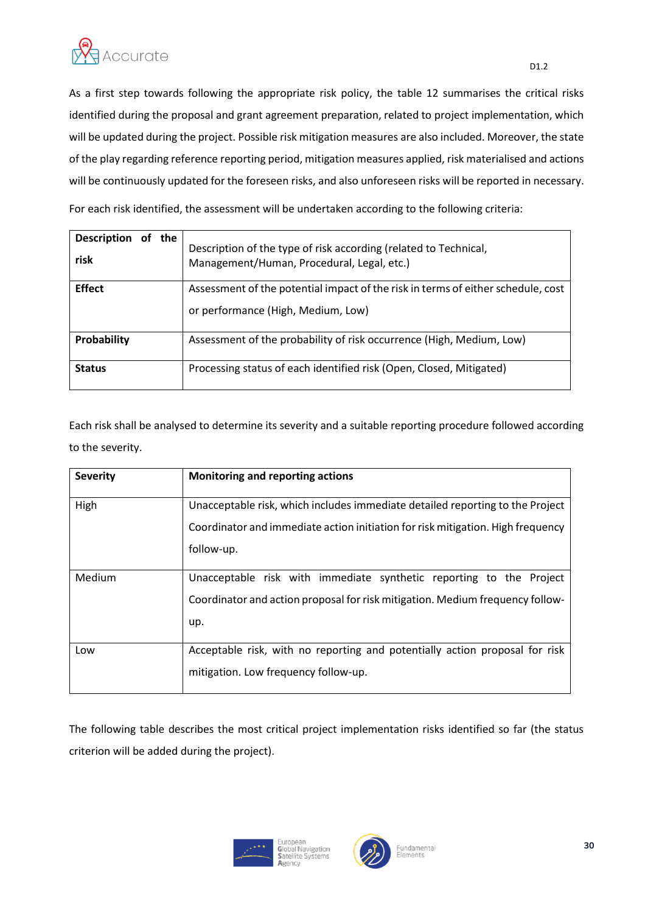As a first step towards following the appropriate risk policy, the table 12 summarises the critical risks identified during the proposal and grant agreement preparation, related to project implementation, which will be updated during the project. Possible risk mitigation measures are also included. Moreover, the state of the play regarding reference reporting period, mitigation measures applied, risk materialised and actions will be continuously updated for the foreseen risks, and also unforeseen risks will be reported in necessary.

For each risk identified, the assessment will be undertaken according to the following criteria:

| **Description of the risk** | Description of the type of risk according (related to Technical, Management/Human, Procedural, Legal, etc.) |
|---|---|
| **Effect** | Assessment of the potential impact of the risk in terms of either schedule, cost or performance (High, Medium, Low) |
| **Probability** | Assessment of the probability of risk occurrence (High, Medium, Low) |
| **Status** | Processing status of each identified risk (Open, Closed, Mitigated) |

Each risk shall be analysed to determine its severity and a suitable reporting procedure followed according to the severity.

| **Severity** | **Monitoring and reporting actions** |
|---|---|
| High | Unacceptable risk, which includes immediate detailed reporting to the Project Coordinator and immediate action initiation for risk mitigation. High frequency follow-up. |
| Medium | Unacceptable risk with immediate synthetic reporting to the Project Coordinator and action proposal for risk mitigation. Medium frequency follow-up. |
| Low | Acceptable risk, with no reporting and potentially action proposal for risk mitigation. Low frequency follow-up. |

The following table describes the most critical project implementation risks identified so far (the status criterion will be added during the project).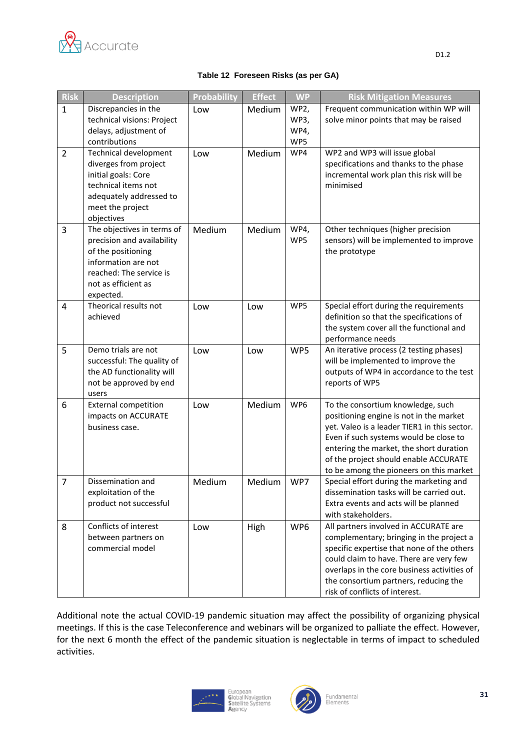**Table 12 Foreseen Risks (as per GA)**

| Risk | Description | Probability | Effect | WP | Risk Mitigation Measures |
|---|---|---|---|---|---|
| 1 | Discrepancies in the technical visions: Project delays, adjustment of contributions | Low | Medium | WP2, WP3, WP4, WP5 | Frequent communication within WP will solve minor points that may be raised |
| 2 | Technical development diverges from project initial goals: Core technical items not adequately addressed to meet the project objectives | Low | Medium | WP4 | WP2 and WP3 will issue global specifications and thanks to the phase incremental work plan this risk will be minimised |
| 3 | The objectives in terms of precision and availability of the positioning information are not reached: The service is not as efficient as expected. | Medium | Medium | WP4, WP5 | Other techniques (higher precision sensors) will be implemented to improve the prototype |
| 4 | Theorical results not achieved | Low | Low | WP5 | Special effort during the requirements definition so that the specifications of the system cover all the functional and performance needs |
| 5 | Demo trials are not successful: The quality of the AD functionality will not be approved by end users | Low | Low | WP5 | An iterative process (2 testing phases) will be implemented to improve the outputs of WP4 in accordance to the test reports of WP5 |
| 6 | External competition impacts on ACCURATE business case. | Low | Medium | WP6 | To the consortium knowledge, such positioning engine is not in the market yet. Valeo is a leader TIER1 in this sector. Even if such systems would be close to entering the market, the short duration of the project should enable ACCURATE to be among the pioneers on this market |
| 7 | Dissemination and exploitation of the product not successful | Medium | Medium | WP7 | Special effort during the marketing and dissemination tasks will be carried out. Extra events and acts will be planned with stakeholders. |
| 8 | Conflicts of interest between partners on commercial model | Low | High | WP6 | All partners involved in ACCURATE are complementary; bringing in the project a specific expertise that none of the others could claim to have. There are very few overlaps in the core business activities of the consortium partners, reducing the risk of conflicts of interest. |

Additional note the actual COVID-19 pandemic situation may affect the possibility of organizing physical meetings. If this is the case Teleconference and webinars will be organized to palliate the effect. However, for the next 6 month the effect of the pandemic situation is neglectable in terms of impact to scheduled activities.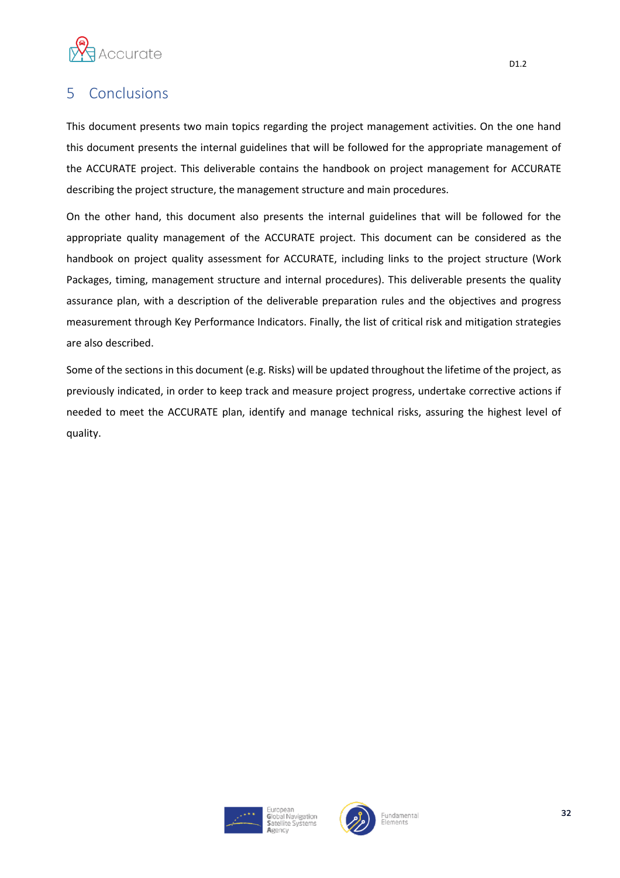# 5 Conclusions

This document presents two main topics regarding the project management activities. On the one hand this document presents the internal guidelines that will be followed for the appropriate management of the ACCURATE project. This deliverable contains the handbook on project management for ACCURATE describing the project structure, the management structure and main procedures.

On the other hand, this document also presents the internal guidelines that will be followed for the appropriate quality management of the ACCURATE project. This document can be considered as the handbook on project quality assessment for ACCURATE, including links to the project structure (Work Packages, timing, management structure and internal procedures). This deliverable presents the quality assurance plan, with a description of the deliverable preparation rules and the objectives and progress measurement through Key Performance Indicators. Finally, the list of critical risk and mitigation strategies are also described.

Some of the sections in this document (e.g. Risks) will be updated throughout the lifetime of the project, as previously indicated, in order to keep track and measure project progress, undertake corrective actions if needed to meet the ACCURATE plan, identify and manage technical risks, assuring the highest level of quality.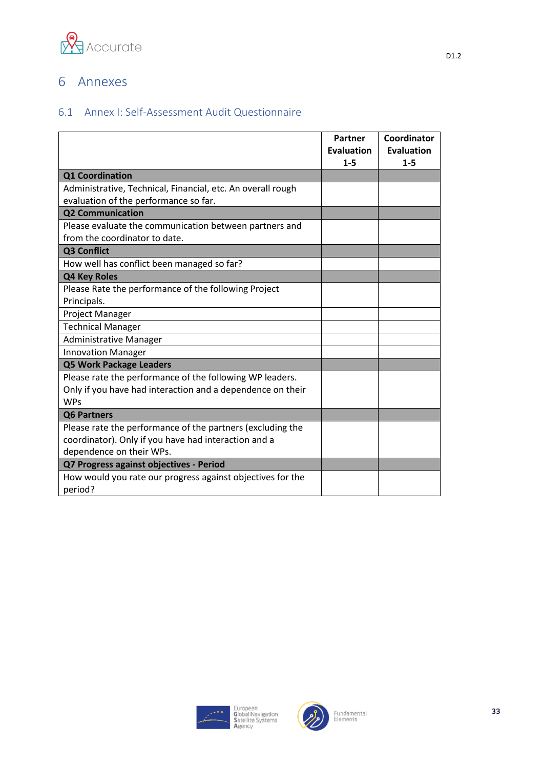# 6 Annexes

## 6.1 Annex I: Self-Assessment Audit Questionnaire

| | Partner Evaluation 1-5 | Coordinator Evaluation 1-5 |
|---|---|---|
| **Q1 Coordination** | | |
| Administrative, Technical, Financial, etc. An overall rough evaluation of the performance so far. | | |
| **Q2 Communication** | | |
| Please evaluate the communication between partners and from the coordinator to date. | | |
| **Q3 Conflict** | | |
| How well has conflict been managed so far? | | |
| **Q4 Key Roles** | | |
| Please Rate the performance of the following Project Principals. | | |
| Project Manager | | |
| Technical Manager | | |
| Administrative Manager | | |
| Innovation Manager | | |
| **Q5 Work Package Leaders** | | |
| Please rate the performance of the following WP leaders. Only if you have had interaction and a dependence on their WPs | | |
| **Q6 Partners** | | |
| Please rate the performance of the partners (excluding the coordinator). Only if you have had interaction and a dependence on their WPs. | | |
| **Q7 Progress against objectives - Period** | | |
| How would you rate our progress against objectives for the period? | | |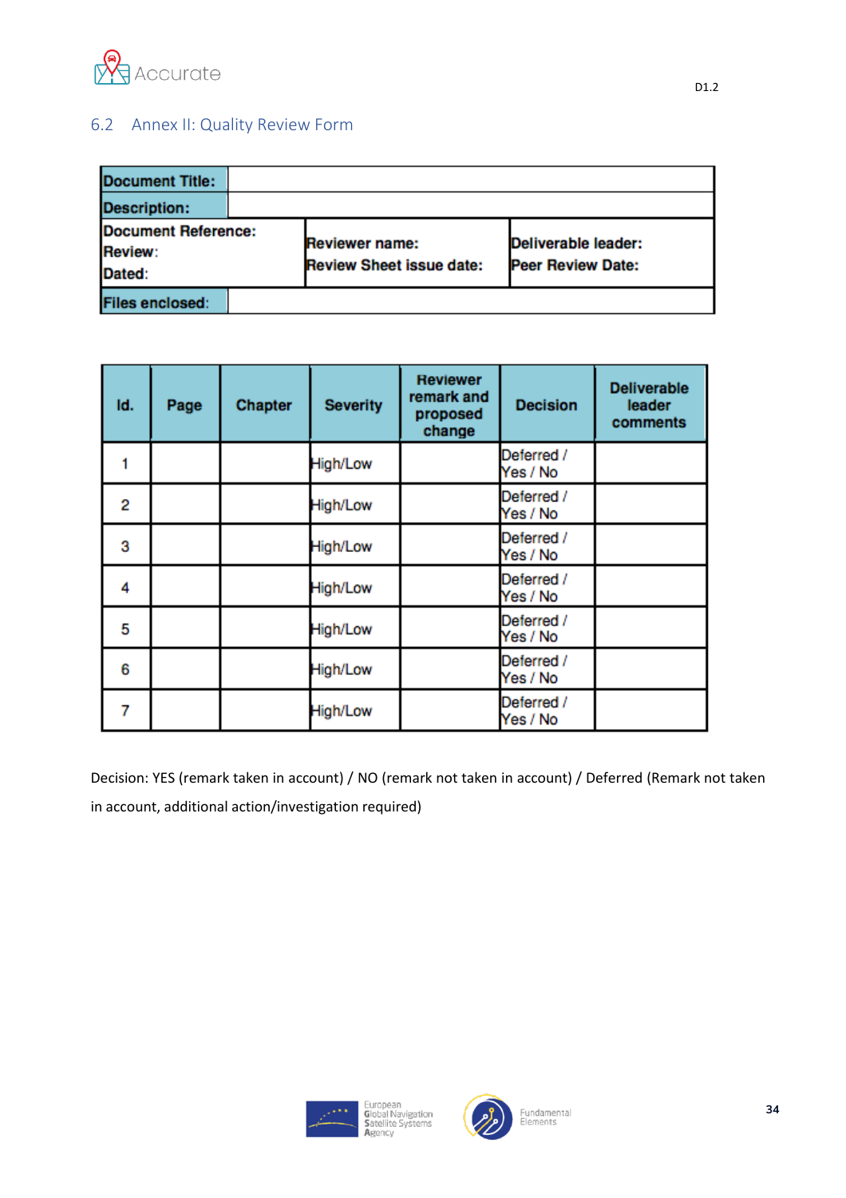## 6.2 Annex II: Quality Review Form

| | | |
|---|---|---|
| **Document Title:** | | |
| **Description:** | | |
| **Document Reference:**<br>**Review:**<br>**Dated:** | **Reviewer name:**<br>**Review Sheet issue date:** | **Deliverable leader:**<br>**Peer Review Date:** |
| **Files enclosed:** | | |

| Id. | Page | Chapter | Severity | Reviewer remark and proposed change | Decision | Deliverable leader comments |
|---|---|---|---|---|---|---|
| 1 | | | High/Low | | Deferred / Yes / No | |
| 2 | | | High/Low | | Deferred / Yes / No | |
| 3 | | | High/Low | | Deferred / Yes / No | |
| 4 | | | High/Low | | Deferred / Yes / No | |
| 5 | | | High/Low | | Deferred / Yes / No | |
| 6 | | | High/Low | | Deferred / Yes / No | |
| 7 | | | High/Low | | Deferred / Yes / No | |

Decision: YES (remark taken in account) / NO (remark not taken in account) / Deferred (Remark not taken in account, additional action/investigation required)